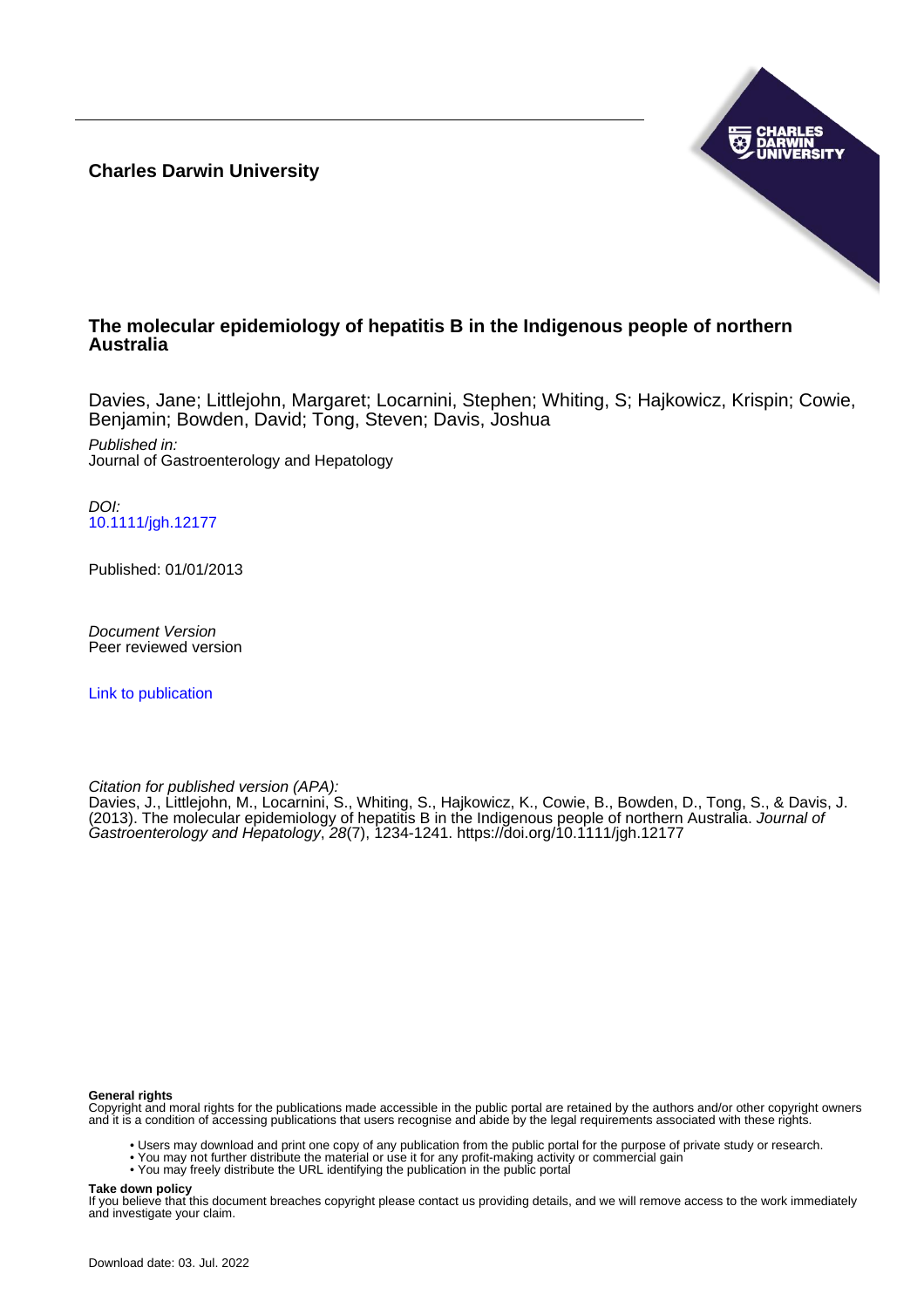**Charles Darwin University**

# The molecular epidemiology of hepatitis B in the Indigenous people of northern Australia

Davies, Jane; Littlejohn, Margaret; Locarnini, Stephen; Whiting, S; Hajkowicz, Krispin; Cowie, Benjamin; Bowden, David; Tong, Steven; Davis, Joshua

*Published in:*
Journal of Gastroenterology and Hepatology

*DOI:*
10.1111/jgh.12177

Published: 01/01/2013

*Document Version*
Peer reviewed version

Link to publication

*Citation for published version (APA):*
Davies, J., Littlejohn, M., Locarnini, S., Whiting, S., Hajkowicz, K., Cowie, B., Bowden, D., Tong, S., & Davis, J. (2013). The molecular epidemiology of hepatitis B in the Indigenous people of northern Australia. *Journal of Gastroenterology and Hepatology*, *28*(7), 1234-1241. https://doi.org/10.1111/jgh.12177

**General rights**
Copyright and moral rights for the publications made accessible in the public portal are retained by the authors and/or other copyright owners and it is a condition of accessing publications that users recognise and abide by the legal requirements associated with these rights.

- Users may download and print one copy of any publication from the public portal for the purpose of private study or research.
- You may not further distribute the material or use it for any profit-making activity or commercial gain
- You may freely distribute the URL identifying the publication in the public portal

**Take down policy**
If you believe that this document breaches copyright please contact us providing details, and we will remove access to the work immediately and investigate your claim.

Download date: 03. Jul. 2022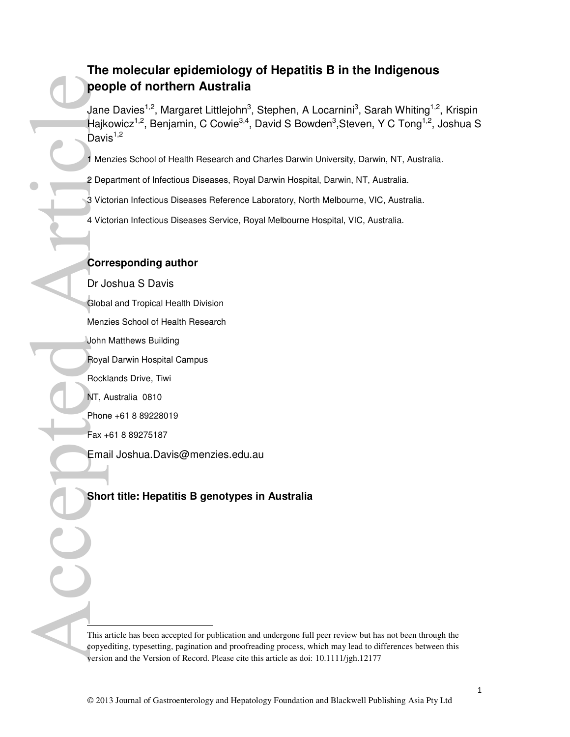# The molecular epidemiology of Hepatitis B in the Indigenous people of northern Australia

Jane Davies[1,2], Margaret Littlejohn[3], Stephen, A Locarnini[3], Sarah Whiting[1,2], Krispin Hajkowicz[1,2], Benjamin, C Cowie[3,4], David S Bowden[3], Steven, Y C Tong[1,2], Joshua S Davis[1,2]

1 Menzies School of Health Research and Charles Darwin University, Darwin, NT, Australia.

2 Department of Infectious Diseases, Royal Darwin Hospital, Darwin, NT, Australia.

3 Victorian Infectious Diseases Reference Laboratory, North Melbourne, VIC, Australia.

4 Victorian Infectious Diseases Service, Royal Melbourne Hospital, VIC, Australia.

## Corresponding author

Dr Joshua S Davis

Global and Tropical Health Division

Menzies School of Health Research

John Matthews Building

Royal Darwin Hospital Campus

Rocklands Drive, Tiwi

NT, Australia 0810

Phone +61 8 89228019

Fax +61 8 89275187

Email Joshua.Davis@menzies.edu.au

**Short title: Hepatitis B genotypes in Australia**

This article has been accepted for publication and undergone full peer review but has not been through the copyediting, typesetting, pagination and proofreading process, which may lead to differences between this version and the Version of Record. Please cite this article as doi: 10.1111/jgh.12177

© 2013 Journal of Gastroenterology and Hepatology Foundation and Blackwell Publishing Asia Pty Ltd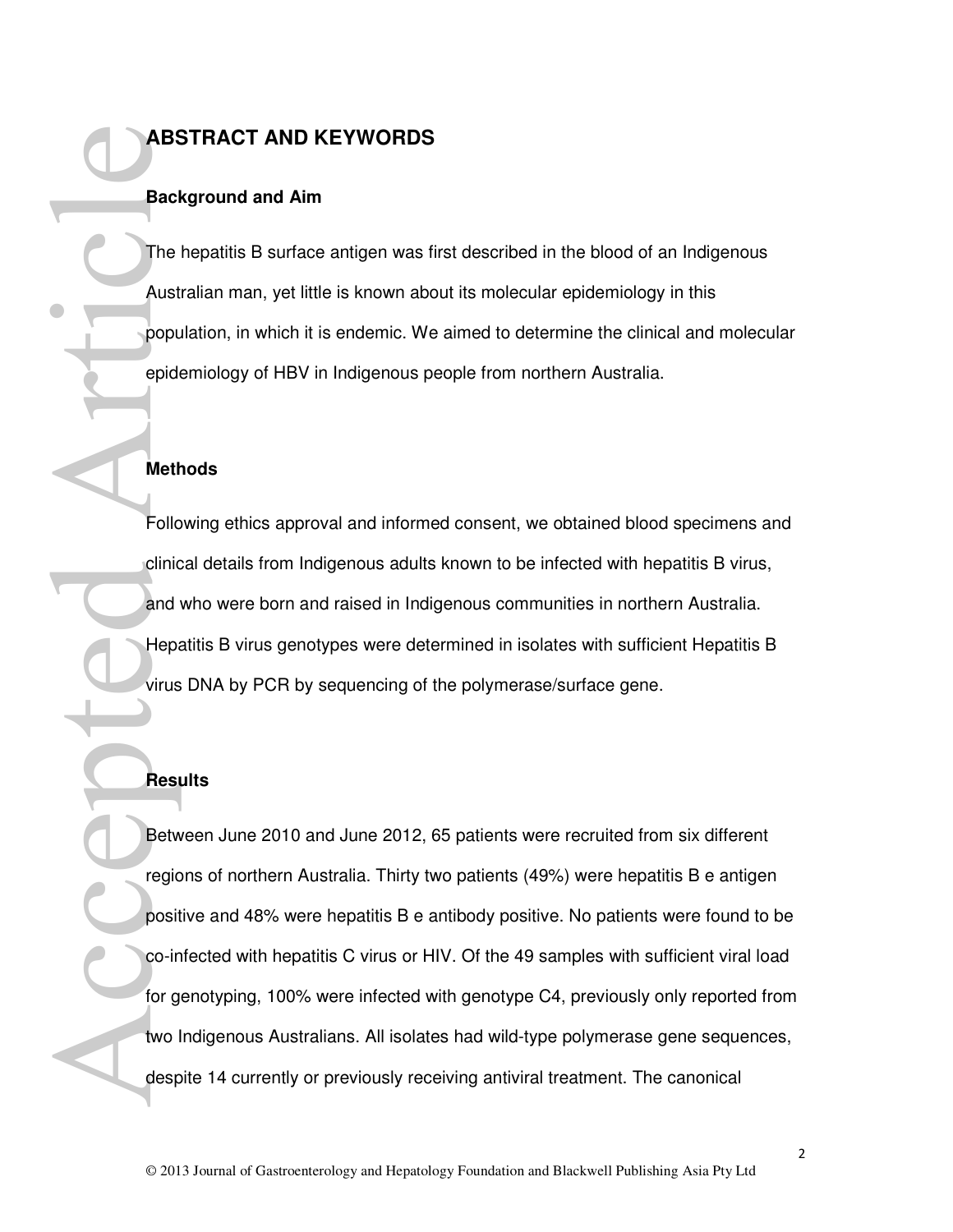## ABSTRACT AND KEYWORDS

### Background and Aim

The hepatitis B surface antigen was first described in the blood of an Indigenous Australian man, yet little is known about its molecular epidemiology in this population, in which it is endemic. We aimed to determine the clinical and molecular epidemiology of HBV in Indigenous people from northern Australia.

### Methods

Following ethics approval and informed consent, we obtained blood specimens and clinical details from Indigenous adults known to be infected with hepatitis B virus, and who were born and raised in Indigenous communities in northern Australia. Hepatitis B virus genotypes were determined in isolates with sufficient Hepatitis B virus DNA by PCR by sequencing of the polymerase/surface gene.

### Results

Between June 2010 and June 2012, 65 patients were recruited from six different regions of northern Australia. Thirty two patients (49%) were hepatitis B e antigen positive and 48% were hepatitis B e antibody positive. No patients were found to be co-infected with hepatitis C virus or HIV. Of the 49 samples with sufficient viral load for genotyping, 100% were infected with genotype C4, previously only reported from two Indigenous Australians. All isolates had wild-type polymerase gene sequences, despite 14 currently or previously receiving antiviral treatment. The canonical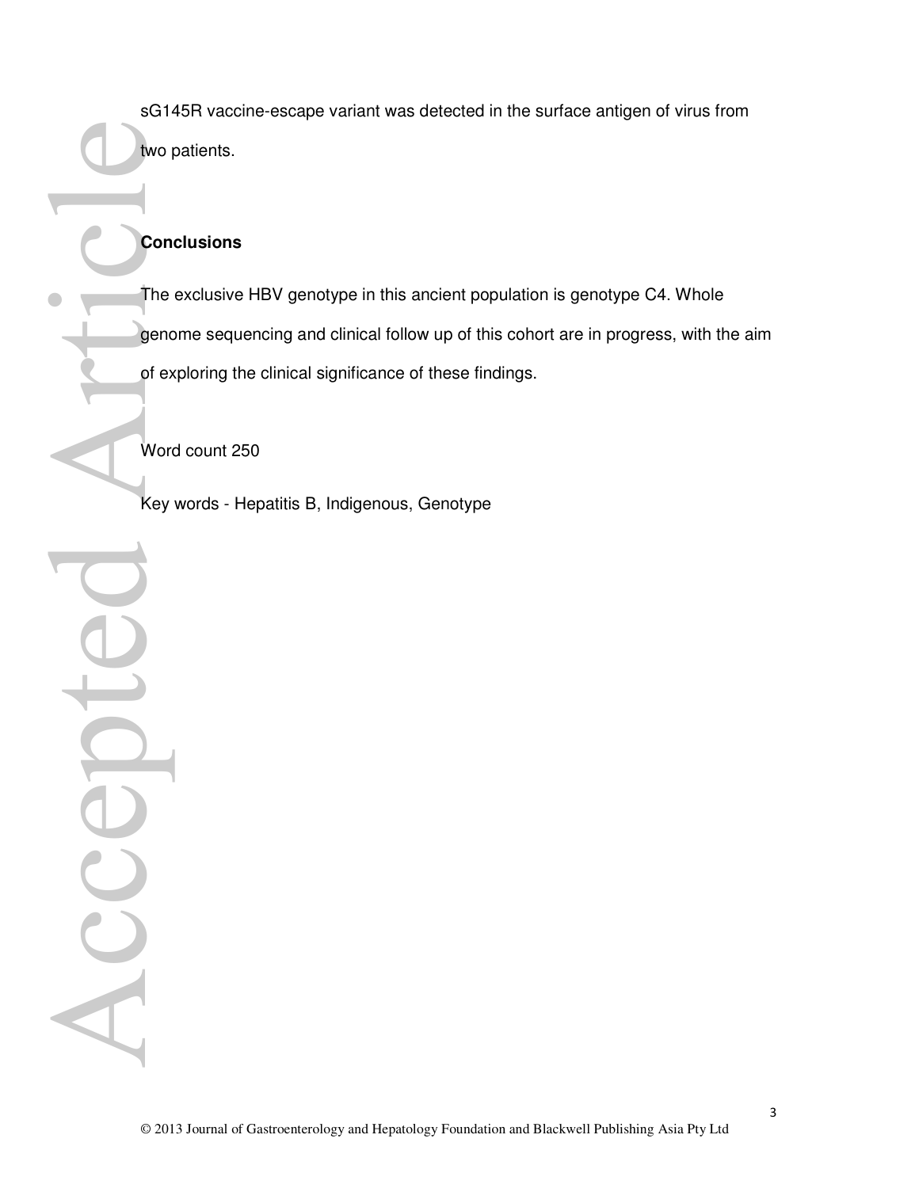sG145R vaccine-escape variant was detected in the surface antigen of virus from two patients.

**Conclusions**

The exclusive HBV genotype in this ancient population is genotype C4. Whole genome sequencing and clinical follow up of this cohort are in progress, with the aim of exploring the clinical significance of these findings.

Word count 250

Key words - Hepatitis B, Indigenous, Genotype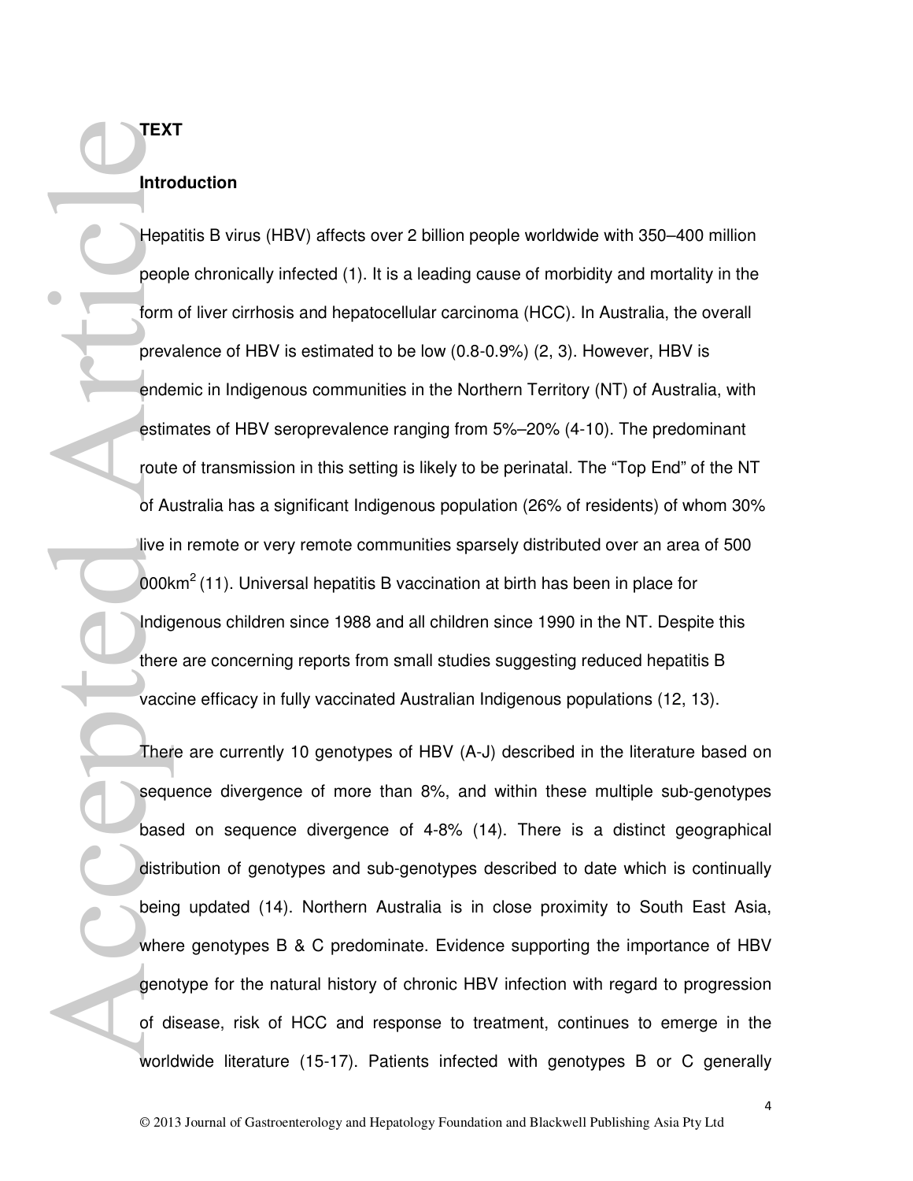## TEXT

### Introduction

Hepatitis B virus (HBV) affects over 2 billion people worldwide with 350–400 million people chronically infected (1). It is a leading cause of morbidity and mortality in the form of liver cirrhosis and hepatocellular carcinoma (HCC). In Australia, the overall prevalence of HBV is estimated to be low (0.8-0.9%) (2, 3). However, HBV is endemic in Indigenous communities in the Northern Territory (NT) of Australia, with estimates of HBV seroprevalence ranging from 5%–20% (4-10). The predominant route of transmission in this setting is likely to be perinatal. The "Top End" of the NT of Australia has a significant Indigenous population (26% of residents) of whom 30% live in remote or very remote communities sparsely distributed over an area of 500 000km$^2$ (11). Universal hepatitis B vaccination at birth has been in place for Indigenous children since 1988 and all children since 1990 in the NT. Despite this there are concerning reports from small studies suggesting reduced hepatitis B vaccine efficacy in fully vaccinated Australian Indigenous populations (12, 13).

There are currently 10 genotypes of HBV (A-J) described in the literature based on sequence divergence of more than 8%, and within these multiple sub-genotypes based on sequence divergence of 4-8% (14). There is a distinct geographical distribution of genotypes and sub-genotypes described to date which is continually being updated (14). Northern Australia is in close proximity to South East Asia, where genotypes B & C predominate. Evidence supporting the importance of HBV genotype for the natural history of chronic HBV infection with regard to progression of disease, risk of HCC and response to treatment, continues to emerge in the worldwide literature (15-17). Patients infected with genotypes B or C generally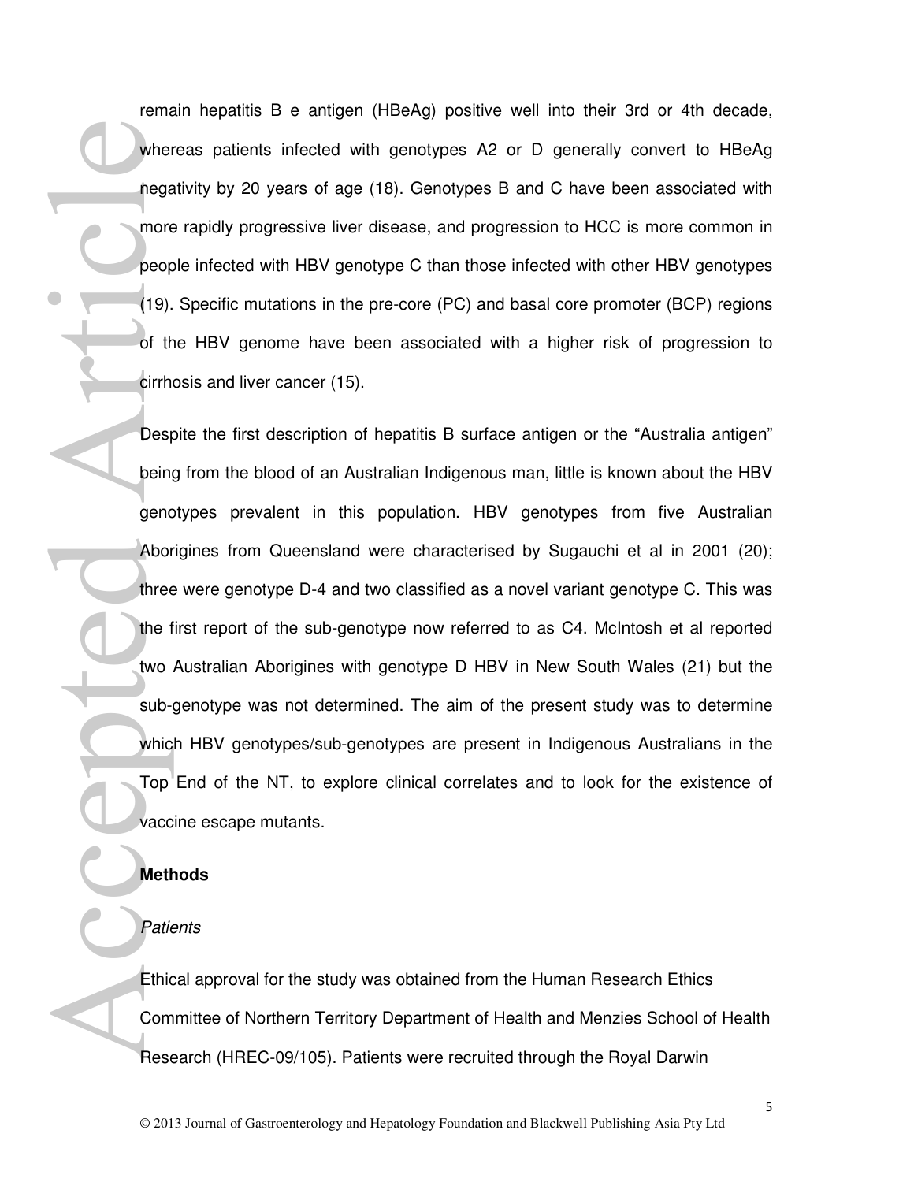remain hepatitis B e antigen (HBeAg) positive well into their 3rd or 4th decade, whereas patients infected with genotypes A2 or D generally convert to HBeAg negativity by 20 years of age (18). Genotypes B and C have been associated with more rapidly progressive liver disease, and progression to HCC is more common in people infected with HBV genotype C than those infected with other HBV genotypes (19). Specific mutations in the pre-core (PC) and basal core promoter (BCP) regions of the HBV genome have been associated with a higher risk of progression to cirrhosis and liver cancer (15).

Despite the first description of hepatitis B surface antigen or the "Australia antigen" being from the blood of an Australian Indigenous man, little is known about the HBV genotypes prevalent in this population. HBV genotypes from five Australian Aborigines from Queensland were characterised by Sugauchi et al in 2001 (20); three were genotype D-4 and two classified as a novel variant genotype C. This was the first report of the sub-genotype now referred to as C4. McIntosh et al reported two Australian Aborigines with genotype D HBV in New South Wales (21) but the sub-genotype was not determined. The aim of the present study was to determine which HBV genotypes/sub-genotypes are present in Indigenous Australians in the Top End of the NT, to explore clinical correlates and to look for the existence of vaccine escape mutants.

## Methods

### *Patients*

Ethical approval for the study was obtained from the Human Research Ethics Committee of Northern Territory Department of Health and Menzies School of Health Research (HREC-09/105). Patients were recruited through the Royal Darwin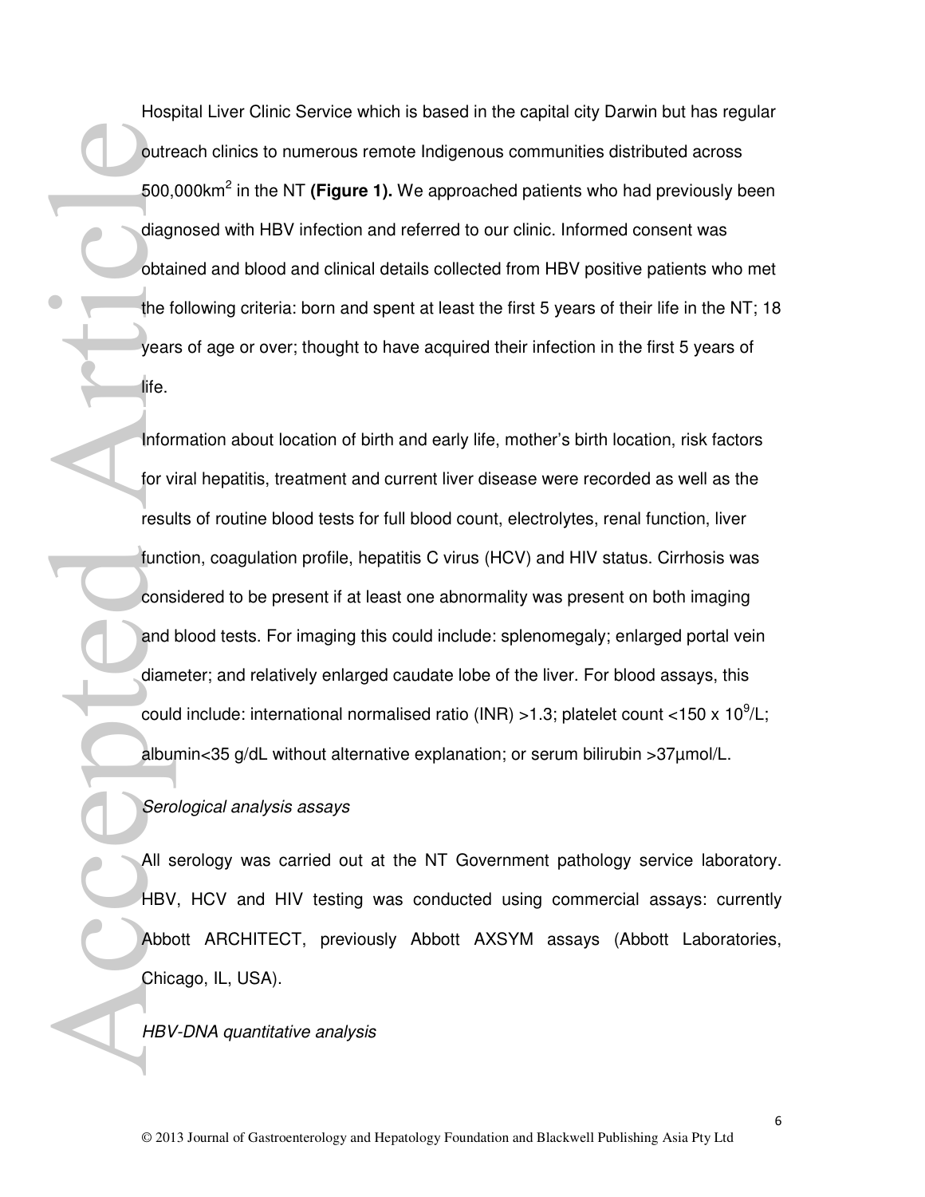Hospital Liver Clinic Service which is based in the capital city Darwin but has regular outreach clinics to numerous remote Indigenous communities distributed across 500,000km$^2$ in the NT **(Figure 1).** We approached patients who had previously been diagnosed with HBV infection and referred to our clinic. Informed consent was obtained and blood and clinical details collected from HBV positive patients who met the following criteria: born and spent at least the first 5 years of their life in the NT; 18 years of age or over; thought to have acquired their infection in the first 5 years of life.

Information about location of birth and early life, mother's birth location, risk factors for viral hepatitis, treatment and current liver disease were recorded as well as the results of routine blood tests for full blood count, electrolytes, renal function, liver function, coagulation profile, hepatitis C virus (HCV) and HIV status. Cirrhosis was considered to be present if at least one abnormality was present on both imaging and blood tests. For imaging this could include: splenomegaly; enlarged portal vein diameter; and relatively enlarged caudate lobe of the liver. For blood assays, this could include: international normalised ratio (INR) >1.3; platelet count <150 x $10^9$/L; albumin<35 g/dL without alternative explanation; or serum bilirubin >37µmol/L.

*Serological analysis assays*

All serology was carried out at the NT Government pathology service laboratory. HBV, HCV and HIV testing was conducted using commercial assays: currently Abbott ARCHITECT, previously Abbott AXSYM assays (Abbott Laboratories, Chicago, IL, USA).

*HBV-DNA quantitative analysis*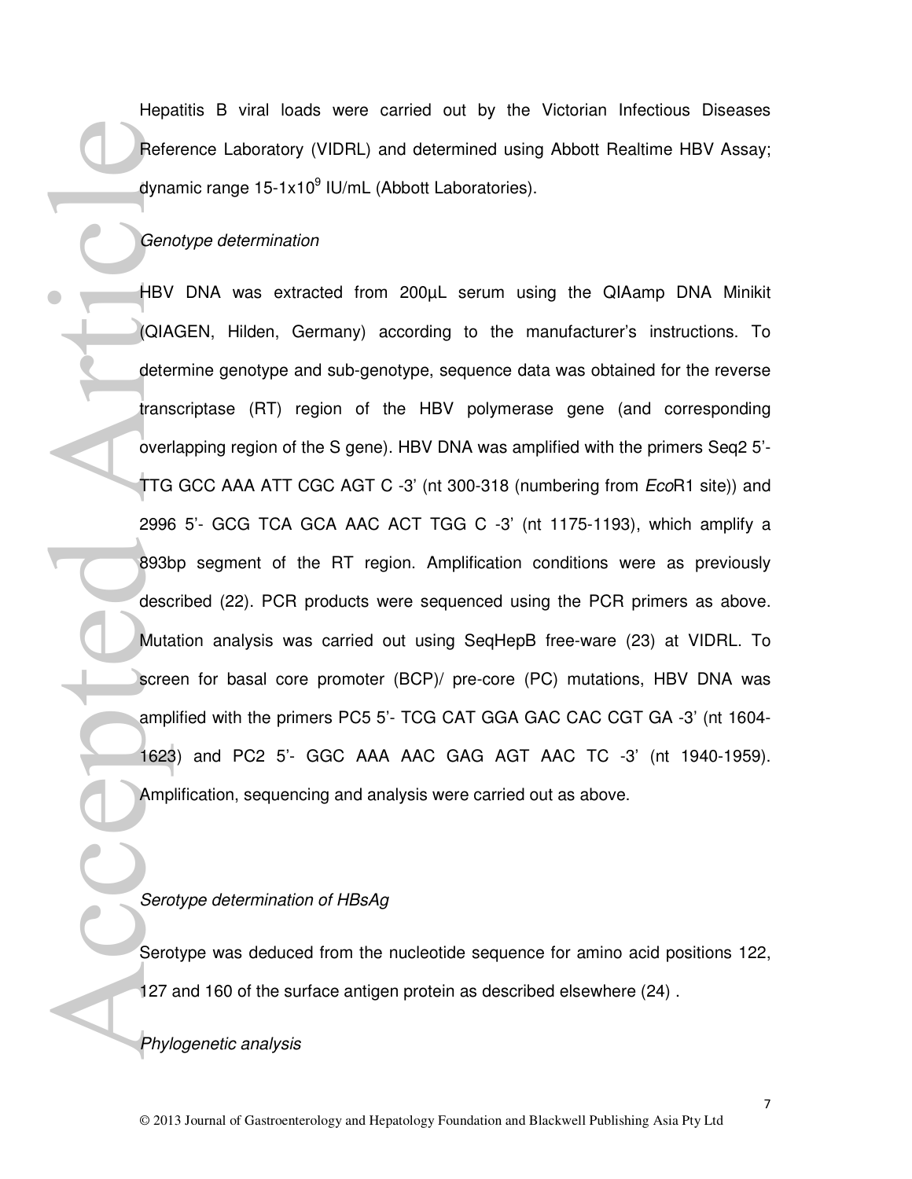Hepatitis B viral loads were carried out by the Victorian Infectious Diseases Reference Laboratory (VIDRL) and determined using Abbott Realtime HBV Assay; dynamic range 15-1x$10^9$ IU/mL (Abbott Laboratories).

*Genotype determination*

HBV DNA was extracted from 200µL serum using the QIAamp DNA Minikit (QIAGEN, Hilden, Germany) according to the manufacturer's instructions. To determine genotype and sub-genotype, sequence data was obtained for the reverse transcriptase (RT) region of the HBV polymerase gene (and corresponding overlapping region of the S gene). HBV DNA was amplified with the primers Seq2 5'- TTG GCC AAA ATT CGC AGT C -3' (nt 300-318 (numbering from *Eco*R1 site)) and 2996 5'- GCG TCA GCA AAC ACT TGG C -3' (nt 1175-1193), which amplify a 893bp segment of the RT region. Amplification conditions were as previously described (22). PCR products were sequenced using the PCR primers as above. Mutation analysis was carried out using SeqHepB free-ware (23) at VIDRL. To screen for basal core promoter (BCP)/ pre-core (PC) mutations, HBV DNA was amplified with the primers PC5 5'- TCG CAT GGA GAC CAC CGT GA -3' (nt 1604-1623) and PC2 5'- GGC AAA AAC GAG AGT AAC TC -3' (nt 1940-1959). Amplification, sequencing and analysis were carried out as above.

*Serotype determination of HBsAg*

Serotype was deduced from the nucleotide sequence for amino acid positions 122, 127 and 160 of the surface antigen protein as described elsewhere (24) .

*Phylogenetic analysis*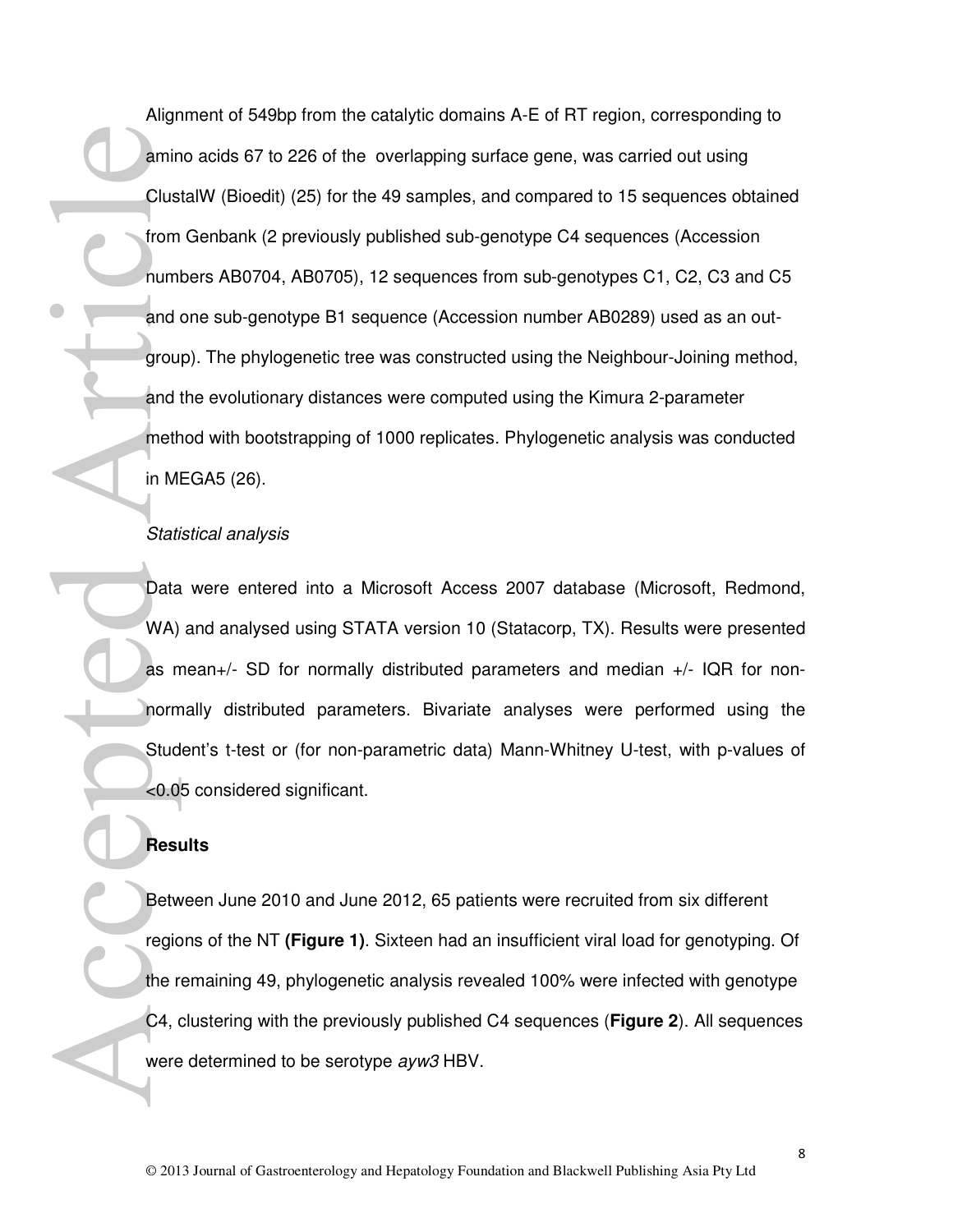Alignment of 549bp from the catalytic domains A-E of RT region, corresponding to amino acids 67 to 226 of the overlapping surface gene, was carried out using ClustalW (Bioedit) (25) for the 49 samples, and compared to 15 sequences obtained from Genbank (2 previously published sub-genotype C4 sequences (Accession numbers AB0704, AB0705), 12 sequences from sub-genotypes C1, C2, C3 and C5 and one sub-genotype B1 sequence (Accession number AB0289) used as an out-group). The phylogenetic tree was constructed using the Neighbour-Joining method, and the evolutionary distances were computed using the Kimura 2-parameter method with bootstrapping of 1000 replicates. Phylogenetic analysis was conducted in MEGA5 (26).

*Statistical analysis*

Data were entered into a Microsoft Access 2007 database (Microsoft, Redmond, WA) and analysed using STATA version 10 (Statacorp, TX). Results were presented as mean+/- SD for normally distributed parameters and median +/- IQR for non-normally distributed parameters. Bivariate analyses were performed using the Student's t-test or (for non-parametric data) Mann-Whitney U-test, with p-values of <0.05 considered significant.

## Results

Between June 2010 and June 2012, 65 patients were recruited from six different regions of the NT **(Figure 1)**. Sixteen had an insufficient viral load for genotyping. Of the remaining 49, phylogenetic analysis revealed 100% were infected with genotype C4, clustering with the previously published C4 sequences (**Figure 2**). All sequences were determined to be serotype *ayw3* HBV.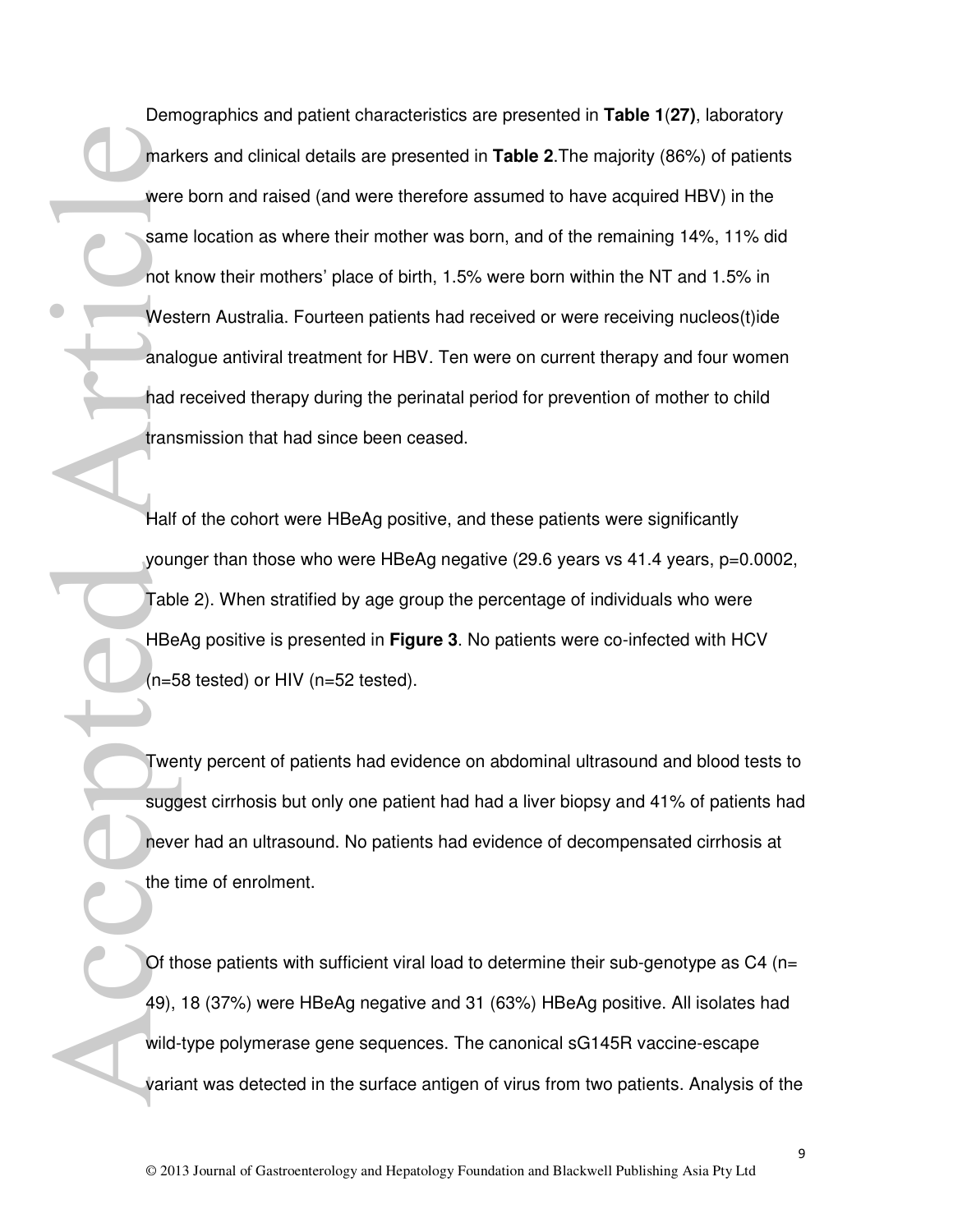Demographics and patient characteristics are presented in **Table 1**(**27)**, laboratory markers and clinical details are presented in **Table 2**.The majority (86%) of patients were born and raised (and were therefore assumed to have acquired HBV) in the same location as where their mother was born, and of the remaining 14%, 11% did not know their mothers' place of birth, 1.5% were born within the NT and 1.5% in Western Australia. Fourteen patients had received or were receiving nucleos(t)ide analogue antiviral treatment for HBV. Ten were on current therapy and four women had received therapy during the perinatal period for prevention of mother to child transmission that had since been ceased.

Half of the cohort were HBeAg positive, and these patients were significantly younger than those who were HBeAg negative (29.6 years vs 41.4 years, $p=0.0002$, Table 2). When stratified by age group the percentage of individuals who were HBeAg positive is presented in **Figure 3**. No patients were co-infected with HCV (n=58 tested) or HIV (n=52 tested).

Twenty percent of patients had evidence on abdominal ultrasound and blood tests to suggest cirrhosis but only one patient had had a liver biopsy and 41% of patients had never had an ultrasound. No patients had evidence of decompensated cirrhosis at the time of enrolment.

Of those patients with sufficient viral load to determine their sub-genotype as C4 (n= 49), 18 (37%) were HBeAg negative and 31 (63%) HBeAg positive. All isolates had wild-type polymerase gene sequences. The canonical sG145R vaccine-escape variant was detected in the surface antigen of virus from two patients. Analysis of the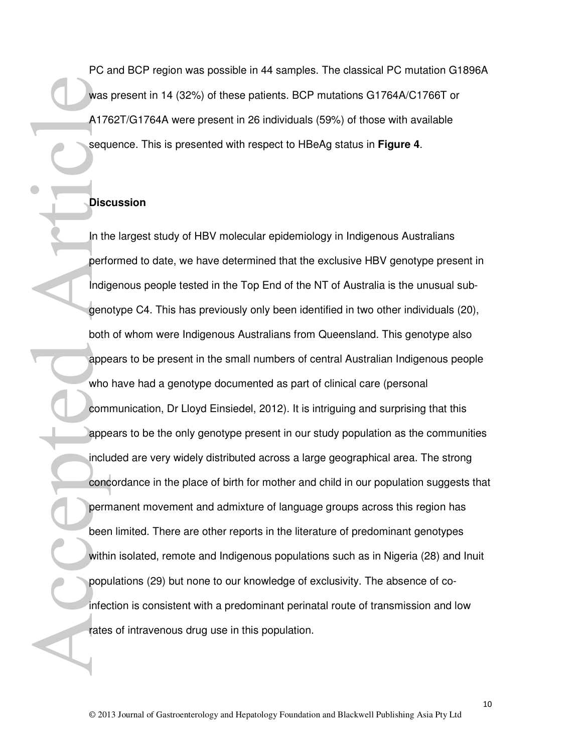PC and BCP region was possible in 44 samples. The classical PC mutation G1896A was present in 14 (32%) of these patients. BCP mutations G1764A/C1766T or A1762T/G1764A were present in 26 individuals (59%) of those with available sequence. This is presented with respect to HBeAg status in **Figure 4**.

## Discussion

In the largest study of HBV molecular epidemiology in Indigenous Australians performed to date, we have determined that the exclusive HBV genotype present in Indigenous people tested in the Top End of the NT of Australia is the unusual sub-genotype C4. This has previously only been identified in two other individuals (20), both of whom were Indigenous Australians from Queensland. This genotype also appears to be present in the small numbers of central Australian Indigenous people who have had a genotype documented as part of clinical care (personal communication, Dr Lloyd Einsiedel, 2012). It is intriguing and surprising that this appears to be the only genotype present in our study population as the communities included are very widely distributed across a large geographical area. The strong concordance in the place of birth for mother and child in our population suggests that permanent movement and admixture of language groups across this region has been limited. There are other reports in the literature of predominant genotypes within isolated, remote and Indigenous populations such as in Nigeria (28) and Inuit populations (29) but none to our knowledge of exclusivity. The absence of co-infection is consistent with a predominant perinatal route of transmission and low rates of intravenous drug use in this population.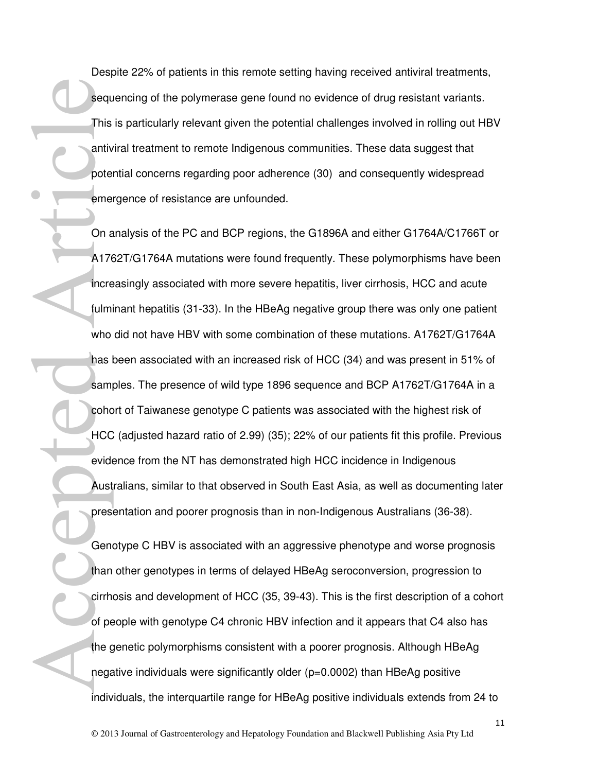Despite 22% of patients in this remote setting having received antiviral treatments, sequencing of the polymerase gene found no evidence of drug resistant variants. This is particularly relevant given the potential challenges involved in rolling out HBV antiviral treatment to remote Indigenous communities. These data suggest that potential concerns regarding poor adherence (30) and consequently widespread emergence of resistance are unfounded.

On analysis of the PC and BCP regions, the G1896A and either G1764A/C1766T or A1762T/G1764A mutations were found frequently. These polymorphisms have been increasingly associated with more severe hepatitis, liver cirrhosis, HCC and acute fulminant hepatitis (31-33). In the HBeAg negative group there was only one patient who did not have HBV with some combination of these mutations. A1762T/G1764A has been associated with an increased risk of HCC (34) and was present in 51% of samples. The presence of wild type 1896 sequence and BCP A1762T/G1764A in a cohort of Taiwanese genotype C patients was associated with the highest risk of HCC (adjusted hazard ratio of 2.99) (35); 22% of our patients fit this profile. Previous evidence from the NT has demonstrated high HCC incidence in Indigenous Australians, similar to that observed in South East Asia, as well as documenting later presentation and poorer prognosis than in non-Indigenous Australians (36-38).

Genotype C HBV is associated with an aggressive phenotype and worse prognosis than other genotypes in terms of delayed HBeAg seroconversion, progression to cirrhosis and development of HCC (35, 39-43). This is the first description of a cohort of people with genotype C4 chronic HBV infection and it appears that C4 also has the genetic polymorphisms consistent with a poorer prognosis. Although HBeAg negative individuals were significantly older ($p=0.0002$) than HBeAg positive individuals, the interquartile range for HBeAg positive individuals extends from 24 to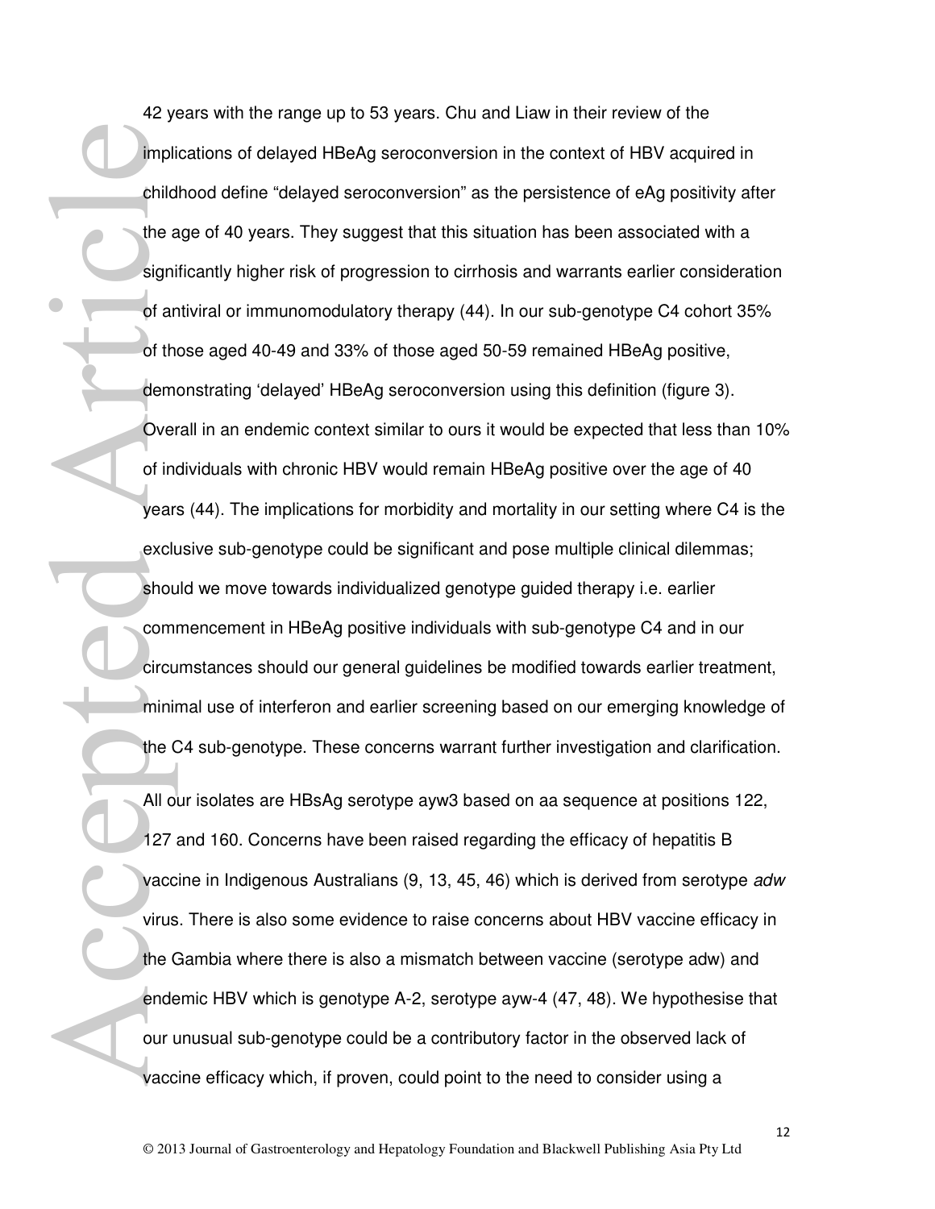42 years with the range up to 53 years. Chu and Liaw in their review of the implications of delayed HBeAg seroconversion in the context of HBV acquired in childhood define "delayed seroconversion" as the persistence of eAg positivity after the age of 40 years. They suggest that this situation has been associated with a significantly higher risk of progression to cirrhosis and warrants earlier consideration of antiviral or immunomodulatory therapy (44). In our sub-genotype C4 cohort 35% of those aged 40-49 and 33% of those aged 50-59 remained HBeAg positive, demonstrating 'delayed' HBeAg seroconversion using this definition (figure 3). Overall in an endemic context similar to ours it would be expected that less than 10% of individuals with chronic HBV would remain HBeAg positive over the age of 40 years (44). The implications for morbidity and mortality in our setting where C4 is the exclusive sub-genotype could be significant and pose multiple clinical dilemmas; should we move towards individualized genotype guided therapy i.e. earlier commencement in HBeAg positive individuals with sub-genotype C4 and in our circumstances should our general guidelines be modified towards earlier treatment, minimal use of interferon and earlier screening based on our emerging knowledge of the C4 sub-genotype. These concerns warrant further investigation and clarification.

All our isolates are HBsAg serotype ayw3 based on aa sequence at positions 122, 127 and 160. Concerns have been raised regarding the efficacy of hepatitis B vaccine in Indigenous Australians (9, 13, 45, 46) which is derived from serotype *adw* virus. There is also some evidence to raise concerns about HBV vaccine efficacy in the Gambia where there is also a mismatch between vaccine (serotype adw) and endemic HBV which is genotype A-2, serotype ayw-4 (47, 48). We hypothesise that our unusual sub-genotype could be a contributory factor in the observed lack of vaccine efficacy which, if proven, could point to the need to consider using a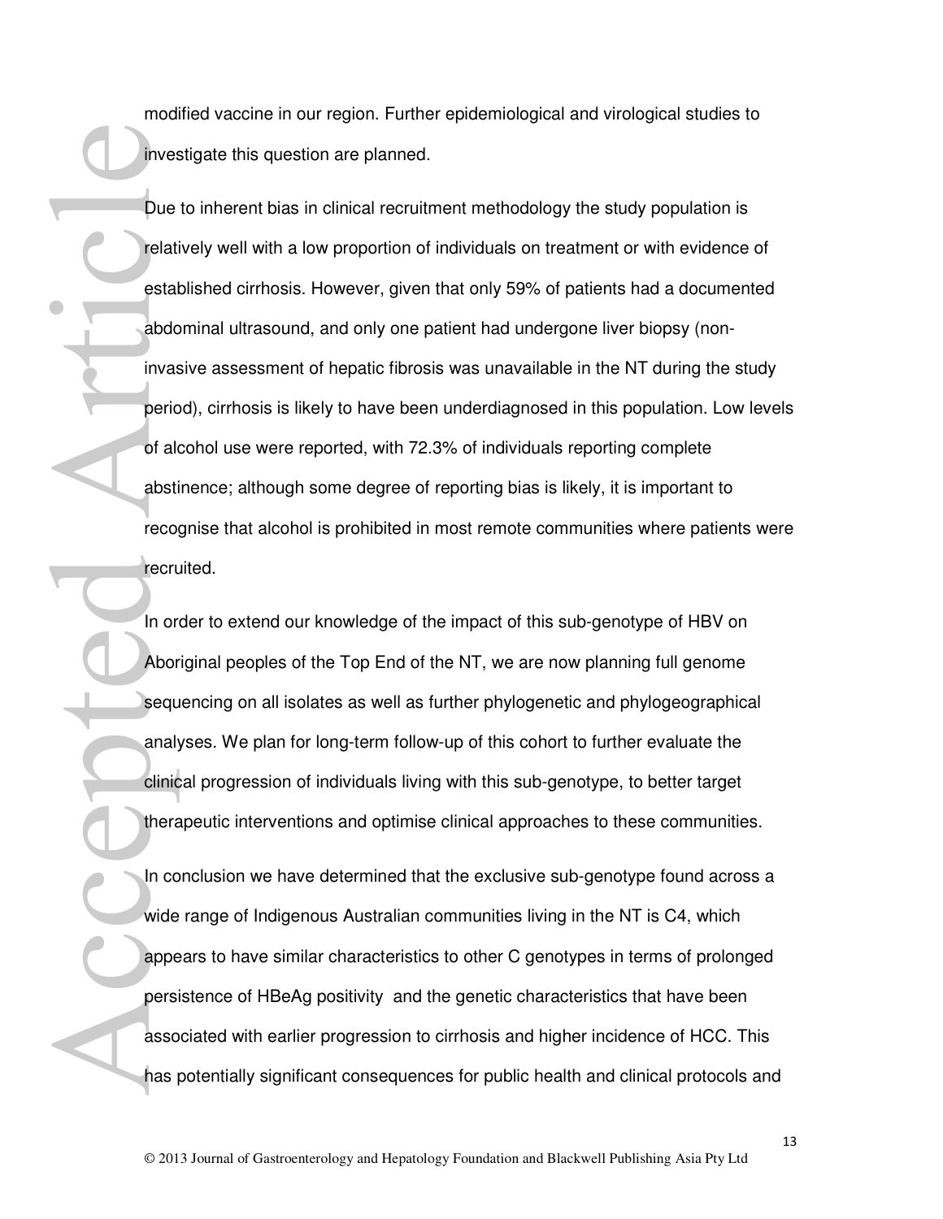modified vaccine in our region. Further epidemiological and virological studies to investigate this question are planned.

Due to inherent bias in clinical recruitment methodology the study population is relatively well with a low proportion of individuals on treatment or with evidence of established cirrhosis. However, given that only 59% of patients had a documented abdominal ultrasound, and only one patient had undergone liver biopsy (non-invasive assessment of hepatic fibrosis was unavailable in the NT during the study period), cirrhosis is likely to have been underdiagnosed in this population. Low levels of alcohol use were reported, with 72.3% of individuals reporting complete abstinence; although some degree of reporting bias is likely, it is important to recognise that alcohol is prohibited in most remote communities where patients were recruited.

In order to extend our knowledge of the impact of this sub-genotype of HBV on Aboriginal peoples of the Top End of the NT, we are now planning full genome sequencing on all isolates as well as further phylogenetic and phylogeographical analyses. We plan for long-term follow-up of this cohort to further evaluate the clinical progression of individuals living with this sub-genotype, to better target therapeutic interventions and optimise clinical approaches to these communities.

In conclusion we have determined that the exclusive sub-genotype found across a wide range of Indigenous Australian communities living in the NT is C4, which appears to have similar characteristics to other C genotypes in terms of prolonged persistence of HBeAg positivity and the genetic characteristics that have been associated with earlier progression to cirrhosis and higher incidence of HCC. This has potentially significant consequences for public health and clinical protocols and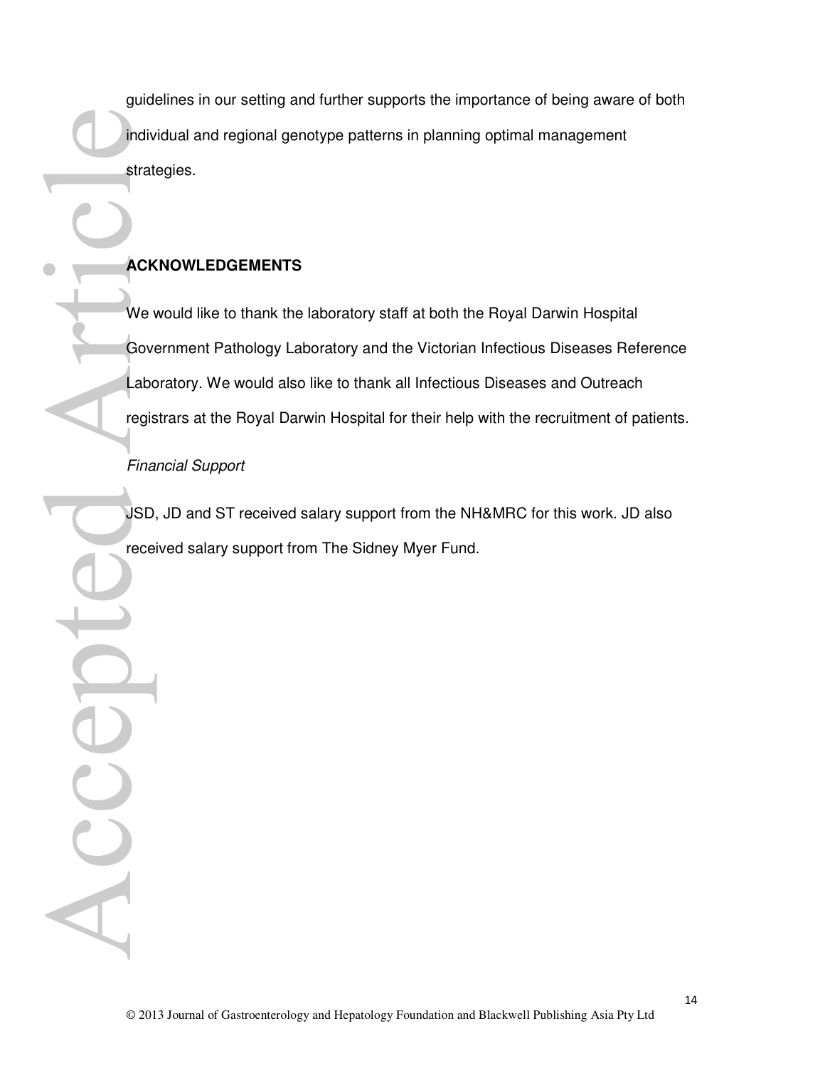guidelines in our setting and further supports the importance of being aware of both individual and regional genotype patterns in planning optimal management strategies.

## ACKNOWLEDGEMENTS

We would like to thank the laboratory staff at both the Royal Darwin Hospital Government Pathology Laboratory and the Victorian Infectious Diseases Reference Laboratory. We would also like to thank all Infectious Diseases and Outreach registrars at the Royal Darwin Hospital for their help with the recruitment of patients.

*Financial Support*

JSD, JD and ST received salary support from the NH&MRC for this work. JD also received salary support from The Sidney Myer Fund.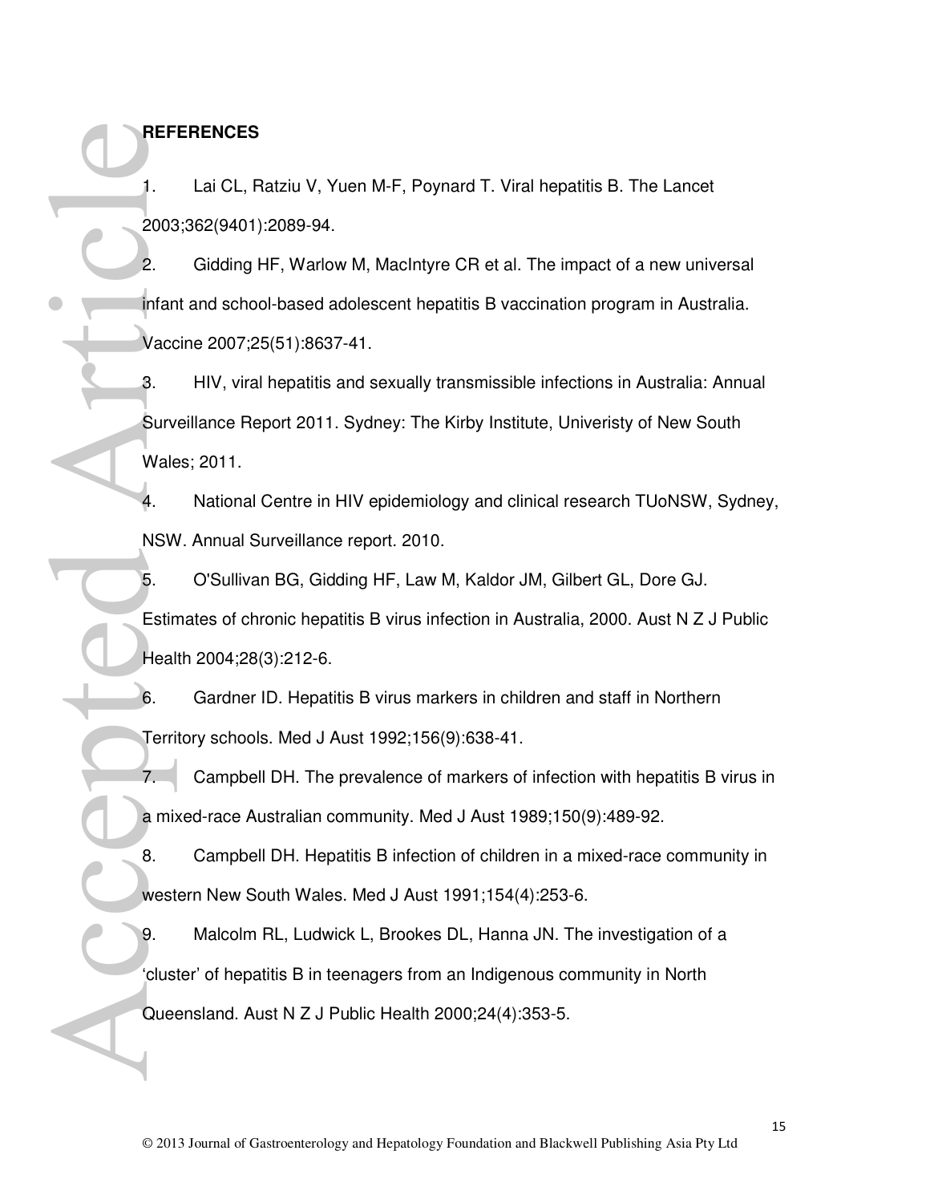**REFERENCES**

1. Lai CL, Ratziu V, Yuen M-F, Poynard T. Viral hepatitis B. The Lancet 2003;362(9401):2089-94.

2. Gidding HF, Warlow M, MacIntyre CR et al. The impact of a new universal infant and school-based adolescent hepatitis B vaccination program in Australia. Vaccine 2007;25(51):8637-41.

3. HIV, viral hepatitis and sexually transmissible infections in Australia: Annual Surveillance Report 2011. Sydney: The Kirby Institute, Univeristy of New South Wales; 2011.

4. National Centre in HIV epidemiology and clinical research TUoNSW, Sydney, NSW. Annual Surveillance report. 2010.

5. O'Sullivan BG, Gidding HF, Law M, Kaldor JM, Gilbert GL, Dore GJ. Estimates of chronic hepatitis B virus infection in Australia, 2000. Aust N Z J Public Health 2004;28(3):212-6.

6. Gardner ID. Hepatitis B virus markers in children and staff in Northern Territory schools. Med J Aust 1992;156(9):638-41.

7. Campbell DH. The prevalence of markers of infection with hepatitis B virus in a mixed-race Australian community. Med J Aust 1989;150(9):489-92.

8. Campbell DH. Hepatitis B infection of children in a mixed-race community in western New South Wales. Med J Aust 1991;154(4):253-6.

9. Malcolm RL, Ludwick L, Brookes DL, Hanna JN. The investigation of a 'cluster' of hepatitis B in teenagers from an Indigenous community in North Queensland. Aust N Z J Public Health 2000;24(4):353-5.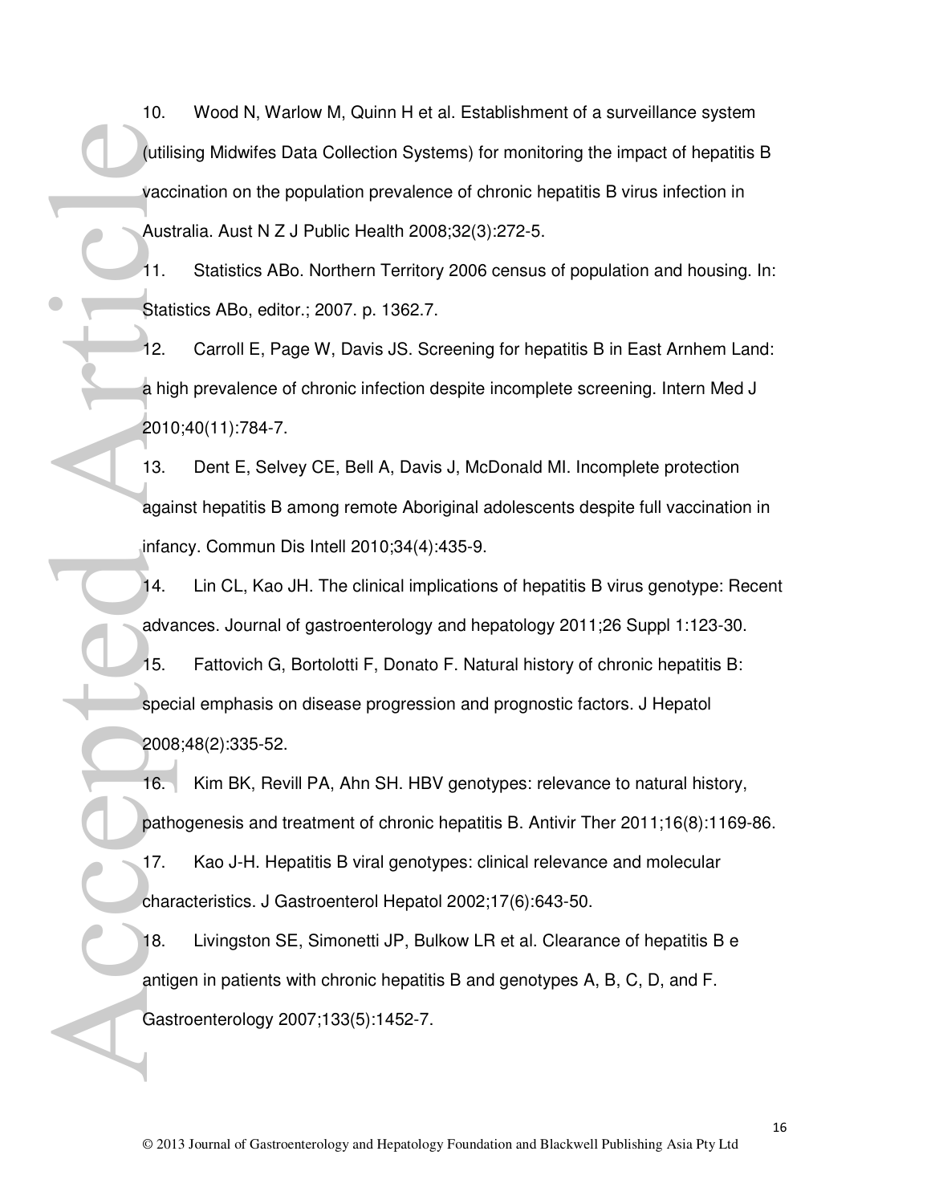10. Wood N, Warlow M, Quinn H et al. Establishment of a surveillance system (utilising Midwifes Data Collection Systems) for monitoring the impact of hepatitis B vaccination on the population prevalence of chronic hepatitis B virus infection in Australia. Aust N Z J Public Health 2008;32(3):272-5.

11. Statistics ABo. Northern Territory 2006 census of population and housing. In: Statistics ABo, editor.; 2007. p. 1362.7.

12. Carroll E, Page W, Davis JS. Screening for hepatitis B in East Arnhem Land: a high prevalence of chronic infection despite incomplete screening. Intern Med J 2010;40(11):784-7.

13. Dent E, Selvey CE, Bell A, Davis J, McDonald MI. Incomplete protection against hepatitis B among remote Aboriginal adolescents despite full vaccination in infancy. Commun Dis Intell 2010;34(4):435-9.

14. Lin CL, Kao JH. The clinical implications of hepatitis B virus genotype: Recent advances. Journal of gastroenterology and hepatology 2011;26 Suppl 1:123-30.

15. Fattovich G, Bortolotti F, Donato F. Natural history of chronic hepatitis B: special emphasis on disease progression and prognostic factors. J Hepatol 2008;48(2):335-52.

16. Kim BK, Revill PA, Ahn SH. HBV genotypes: relevance to natural history, pathogenesis and treatment of chronic hepatitis B. Antivir Ther 2011;16(8):1169-86.

17. Kao J-H. Hepatitis B viral genotypes: clinical relevance and molecular characteristics. J Gastroenterol Hepatol 2002;17(6):643-50.

18. Livingston SE, Simonetti JP, Bulkow LR et al. Clearance of hepatitis B e antigen in patients with chronic hepatitis B and genotypes A, B, C, D, and F. Gastroenterology 2007;133(5):1452-7.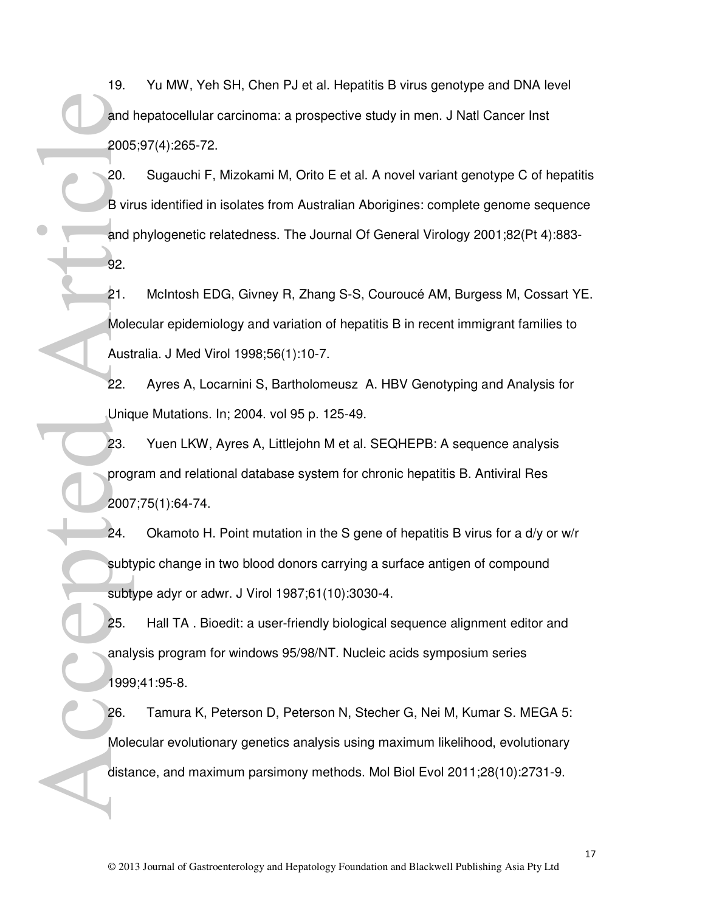19. Yu MW, Yeh SH, Chen PJ et al. Hepatitis B virus genotype and DNA level and hepatocellular carcinoma: a prospective study in men. J Natl Cancer Inst 2005;97(4):265-72.

20. Sugauchi F, Mizokami M, Orito E et al. A novel variant genotype C of hepatitis B virus identified in isolates from Australian Aborigines: complete genome sequence and phylogenetic relatedness. The Journal Of General Virology 2001;82(Pt 4):883-92.

21. McIntosh EDG, Givney R, Zhang S-S, Couroucé AM, Burgess M, Cossart YE. Molecular epidemiology and variation of hepatitis B in recent immigrant families to Australia. J Med Virol 1998;56(1):10-7.

22. Ayres A, Locarnini S, Bartholomeusz A. HBV Genotyping and Analysis for Unique Mutations. In; 2004. vol 95 p. 125-49.

23. Yuen LKW, Ayres A, Littlejohn M et al. SEQHEPB: A sequence analysis program and relational database system for chronic hepatitis B. Antiviral Res 2007;75(1):64-74.

24. Okamoto H. Point mutation in the S gene of hepatitis B virus for a d/y or w/r subtypic change in two blood donors carrying a surface antigen of compound subtype adyr or adwr. J Virol 1987;61(10):3030-4.

25. Hall TA . Bioedit: a user-friendly biological sequence alignment editor and analysis program for windows 95/98/NT. Nucleic acids symposium series 1999;41:95-8.

26. Tamura K, Peterson D, Peterson N, Stecher G, Nei M, Kumar S. MEGA 5: Molecular evolutionary genetics analysis using maximum likelihood, evolutionary distance, and maximum parsimony methods. Mol Biol Evol 2011;28(10):2731-9.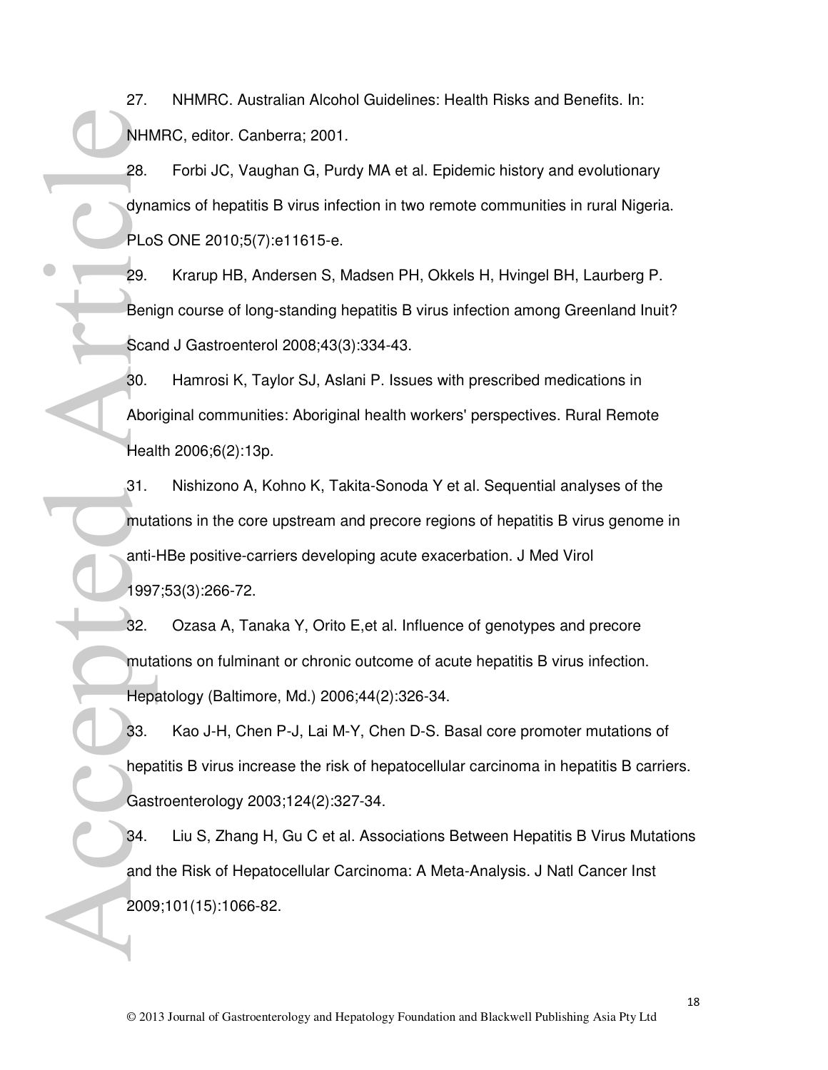27. NHMRC. Australian Alcohol Guidelines: Health Risks and Benefits. In: NHMRC, editor. Canberra; 2001.

28. Forbi JC, Vaughan G, Purdy MA et al. Epidemic history and evolutionary dynamics of hepatitis B virus infection in two remote communities in rural Nigeria. PLoS ONE 2010;5(7):e11615-e.

29. Krarup HB, Andersen S, Madsen PH, Okkels H, Hvingel BH, Laurberg P. Benign course of long-standing hepatitis B virus infection among Greenland Inuit? Scand J Gastroenterol 2008;43(3):334-43.

30. Hamrosi K, Taylor SJ, Aslani P. Issues with prescribed medications in Aboriginal communities: Aboriginal health workers' perspectives. Rural Remote Health 2006;6(2):13p.

31. Nishizono A, Kohno K, Takita-Sonoda Y et al. Sequential analyses of the mutations in the core upstream and precore regions of hepatitis B virus genome in anti-HBe positive-carriers developing acute exacerbation. J Med Virol 1997;53(3):266-72.

32. Ozasa A, Tanaka Y, Orito E,et al. Influence of genotypes and precore mutations on fulminant or chronic outcome of acute hepatitis B virus infection. Hepatology (Baltimore, Md.) 2006;44(2):326-34.

33. Kao J-H, Chen P-J, Lai M-Y, Chen D-S. Basal core promoter mutations of hepatitis B virus increase the risk of hepatocellular carcinoma in hepatitis B carriers. Gastroenterology 2003;124(2):327-34.

34. Liu S, Zhang H, Gu C et al. Associations Between Hepatitis B Virus Mutations and the Risk of Hepatocellular Carcinoma: A Meta-Analysis. J Natl Cancer Inst 2009;101(15):1066-82.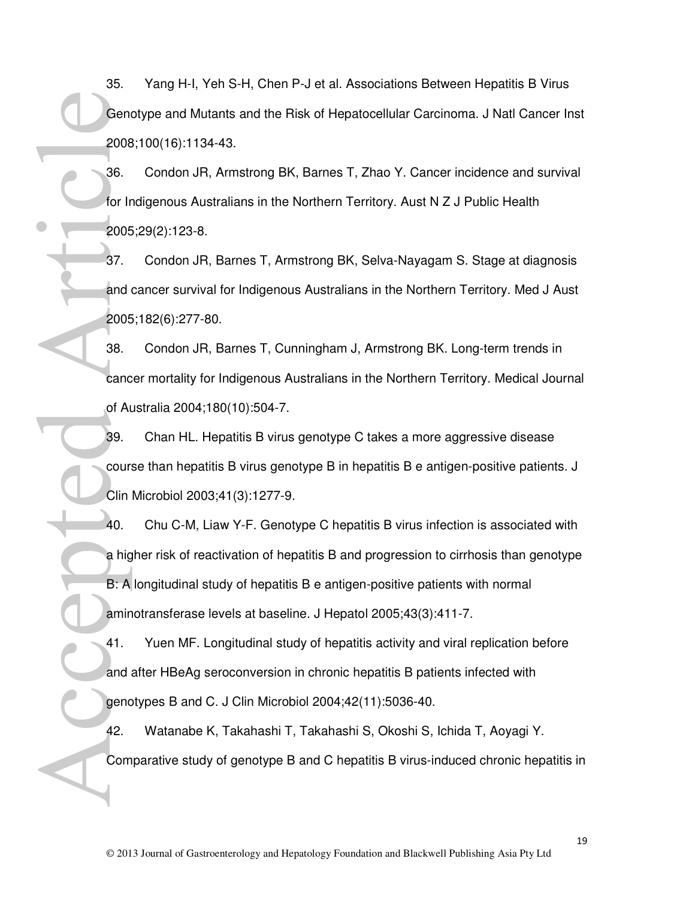35. Yang H-I, Yeh S-H, Chen P-J et al. Associations Between Hepatitis B Virus Genotype and Mutants and the Risk of Hepatocellular Carcinoma. J Natl Cancer Inst 2008;100(16):1134-43.

36. Condon JR, Armstrong BK, Barnes T, Zhao Y. Cancer incidence and survival for Indigenous Australians in the Northern Territory. Aust N Z J Public Health 2005;29(2):123-8.

37. Condon JR, Barnes T, Armstrong BK, Selva-Nayagam S. Stage at diagnosis and cancer survival for Indigenous Australians in the Northern Territory. Med J Aust 2005;182(6):277-80.

38. Condon JR, Barnes T, Cunningham J, Armstrong BK. Long-term trends in cancer mortality for Indigenous Australians in the Northern Territory. Medical Journal of Australia 2004;180(10):504-7.

39. Chan HL. Hepatitis B virus genotype C takes a more aggressive disease course than hepatitis B virus genotype B in hepatitis B e antigen-positive patients. J Clin Microbiol 2003;41(3):1277-9.

40. Chu C-M, Liaw Y-F. Genotype C hepatitis B virus infection is associated with a higher risk of reactivation of hepatitis B and progression to cirrhosis than genotype B: A longitudinal study of hepatitis B e antigen-positive patients with normal aminotransferase levels at baseline. J Hepatol 2005;43(3):411-7.

41. Yuen MF. Longitudinal study of hepatitis activity and viral replication before and after HBeAg seroconversion in chronic hepatitis B patients infected with genotypes B and C. J Clin Microbiol 2004;42(11):5036-40.

42. Watanabe K, Takahashi T, Takahashi S, Okoshi S, Ichida T, Aoyagi Y. Comparative study of genotype B and C hepatitis B virus-induced chronic hepatitis in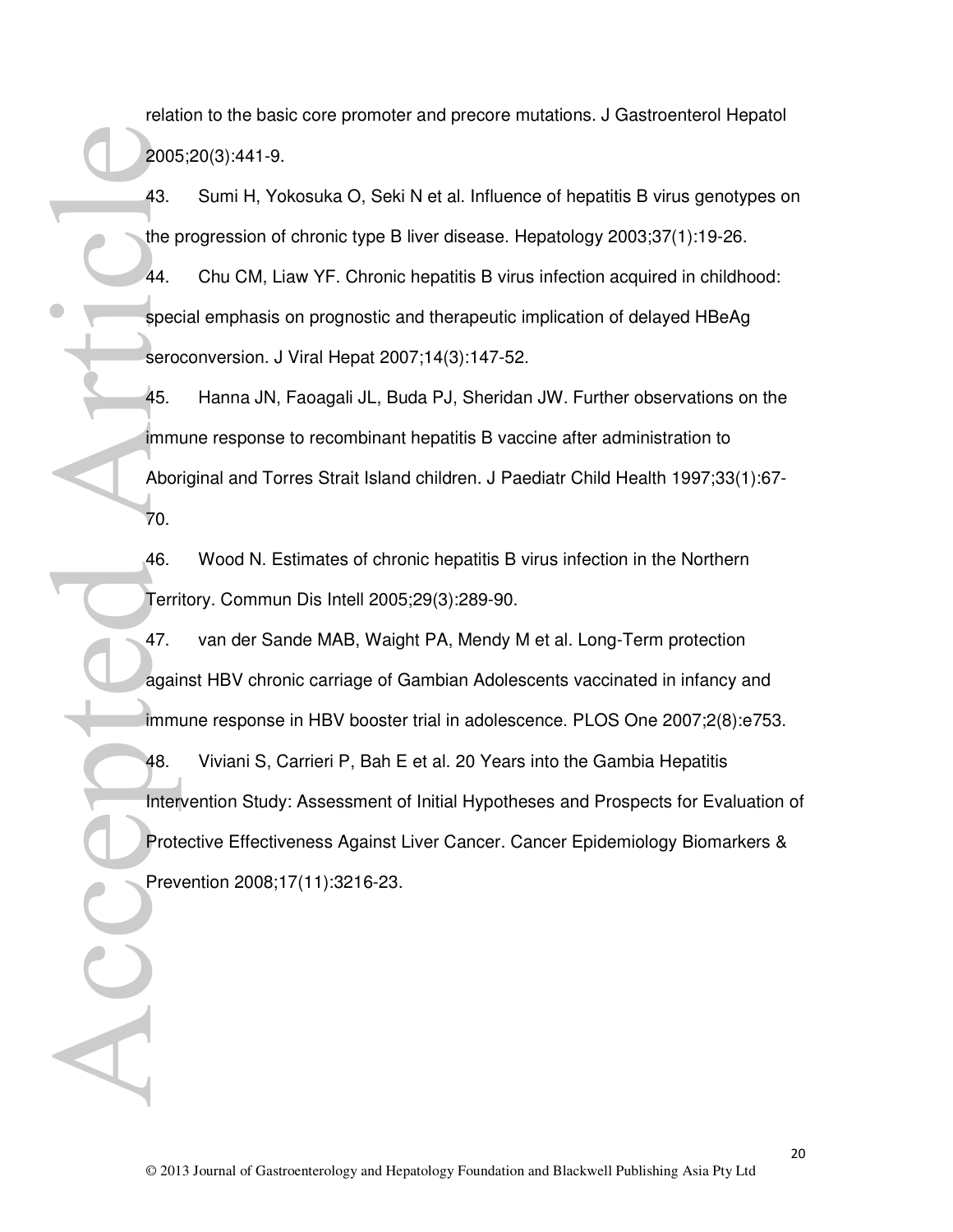relation to the basic core promoter and precore mutations. J Gastroenterol Hepatol 2005;20(3):441-9.

43. Sumi H, Yokosuka O, Seki N et al. Influence of hepatitis B virus genotypes on the progression of chronic type B liver disease. Hepatology 2003;37(1):19-26.

44. Chu CM, Liaw YF. Chronic hepatitis B virus infection acquired in childhood: special emphasis on prognostic and therapeutic implication of delayed HBeAg seroconversion. J Viral Hepat 2007;14(3):147-52.

45. Hanna JN, Faoagali JL, Buda PJ, Sheridan JW. Further observations on the immune response to recombinant hepatitis B vaccine after administration to Aboriginal and Torres Strait Island children. J Paediatr Child Health 1997;33(1):67-70.

46. Wood N. Estimates of chronic hepatitis B virus infection in the Northern Territory. Commun Dis Intell 2005;29(3):289-90.

47. van der Sande MAB, Waight PA, Mendy M et al. Long-Term protection against HBV chronic carriage of Gambian Adolescents vaccinated in infancy and immune response in HBV booster trial in adolescence. PLOS One 2007;2(8):e753.

48. Viviani S, Carrieri P, Bah E et al. 20 Years into the Gambia Hepatitis Intervention Study: Assessment of Initial Hypotheses and Prospects for Evaluation of Protective Effectiveness Against Liver Cancer. Cancer Epidemiology Biomarkers & Prevention 2008;17(11):3216-23.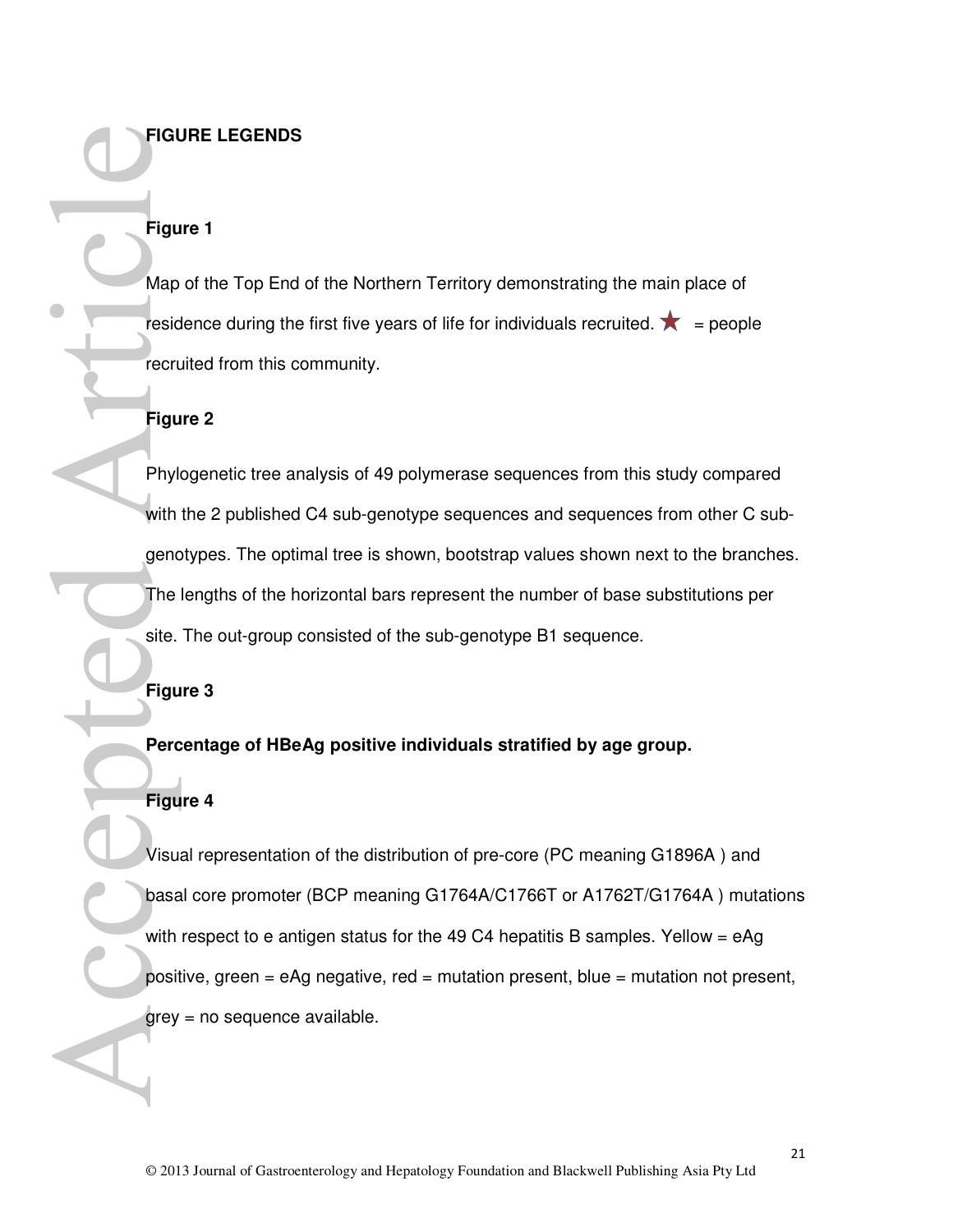**FIGURE LEGENDS**

**Figure 1**

Map of the Top End of the Northern Territory demonstrating the main place of residence during the first five years of life for individuals recruited. ★ = people recruited from this community.

**Figure 2**

Phylogenetic tree analysis of 49 polymerase sequences from this study compared with the 2 published C4 sub-genotype sequences and sequences from other C sub-genotypes. The optimal tree is shown, bootstrap values shown next to the branches. The lengths of the horizontal bars represent the number of base substitutions per site. The out-group consisted of the sub-genotype B1 sequence.

**Figure 3**

**Percentage of HBeAg positive individuals stratified by age group.**

**Figure 4**

Visual representation of the distribution of pre-core (PC meaning G1896A ) and basal core promoter (BCP meaning G1764A/C1766T or A1762T/G1764A ) mutations with respect to e antigen status for the 49 C4 hepatitis B samples. Yellow = eAg positive, green = eAg negative, red = mutation present, blue = mutation not present, grey = no sequence available.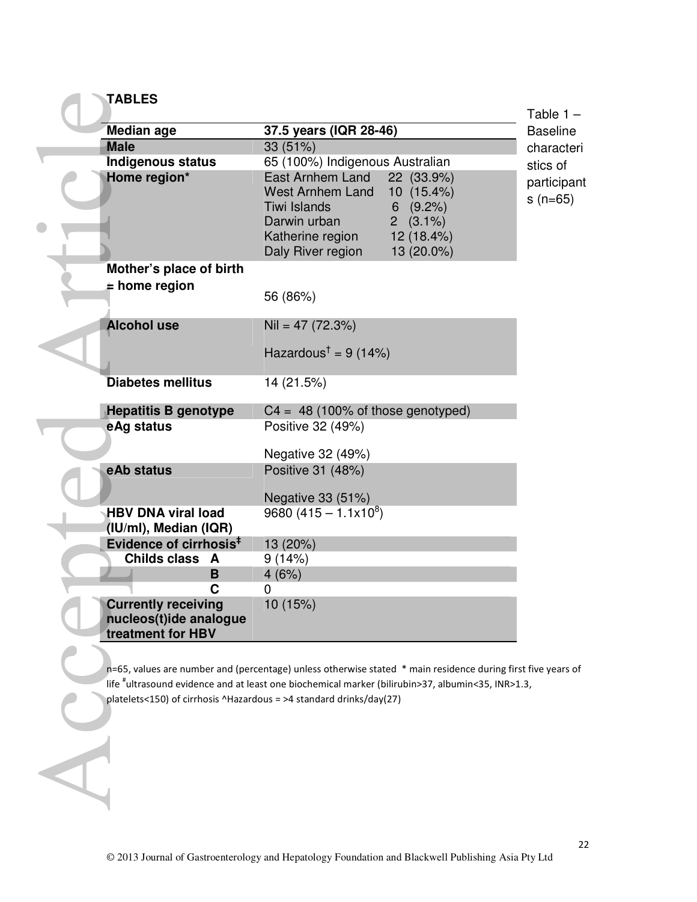## TABLES

Table 1 – Baseline characteristics of participants (n=65)

| | |
|---|---|
| **Median age** | **37.5 years (IQR 28-46)** |
| **Male** | 33 (51%) |
| **Indigenous status** | 65 (100%) Indigenous Australian |
| **Home region*** | East Arnhem Land 22 (33.9%)<br>West Arnhem Land 10 (15.4%)<br>Tiwi Islands 6 (9.2%)<br>Darwin urban 2 (3.1%)<br>Katherine region 12 (18.4%)<br>Daly River region 13 (20.0%) |
| **Mother's place of birth = home region** | 56 (86%) |
| **Alcohol use** | Nil = 47 (72.3%)<br>Hazardous† = 9 (14%) |
| **Diabetes mellitus** | 14 (21.5%) |
| **Hepatitis B genotype** | C4 = 48 (100% of those genotyped) |
| **eAg status** | Positive 32 (49%)<br>Negative 32 (49%) |
| **eAb status** | Positive 31 (48%)<br>Negative 33 (51%) |
| **HBV DNA viral load (IU/ml), Median (IQR)** | 9680 (415 – $1.1 \times 10^8$) |
| **Evidence of cirrhosis‡** | 13 (20%) |
| **Childs class A** | 9 (14%) |
| **B** | 4 (6%) |
| **C** | 0 |
| **Currently receiving nucleos(t)ide analogue treatment for HBV** | 10 (15%) |

n=65, values are number and (percentage) unless otherwise stated * main residence during first five years of life #ultrasound evidence and at least one biochemical marker (bilirubin>37, albumin<35, INR>1.3, platelets<150) of cirrhosis ^Hazardous = >4 standard drinks/day(27)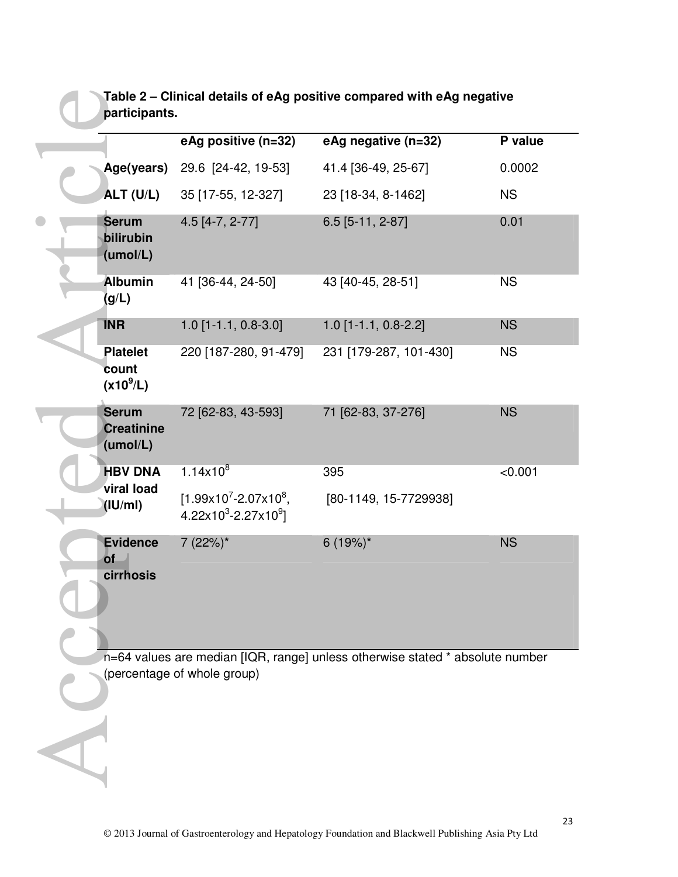**Table 2 – Clinical details of eAg positive compared with eAg negative participants.**

| | eAg positive (n=32) | eAg negative (n=32) | P value |
|---|---|---|---|
| Age(years) | 29.6 [24-42, 19-53] | 41.4 [36-49, 25-67] | 0.0002 |
| ALT (U/L) | 35 [17-55, 12-327] | 23 [18-34, 8-1462] | NS |
| Serum bilirubin (umol/L) | 4.5 [4-7, 2-77] | 6.5 [5-11, 2-87] | 0.01 |
| Albumin (g/L) | 41 [36-44, 24-50] | 43 [40-45, 28-51] | NS |
| INR | 1.0 [1-1.1, 0.8-3.0] | 1.0 [1-1.1, 0.8-2.2] | NS |
| Platelet count ($x10^9$/L) | 220 [187-280, 91-479] | 231 [179-287, 101-430] | NS |
| Serum Creatinine (umol/L) | 72 [62-83, 43-593] | 71 [62-83, 37-276] | NS |
| HBV DNA viral load (IU/ml) | $1.14x10^8$ [$1.99x10^7$-$2.07x10^8$, $4.22x10^3$-$2.27x10^9$] | 395 [80-1149, 15-7729938] | <0.001 |
| Evidence of cirrhosis | 7 (22%)* | 6 (19%)* | NS |

n=64 values are median [IQR, range] unless otherwise stated * absolute number (percentage of whole group)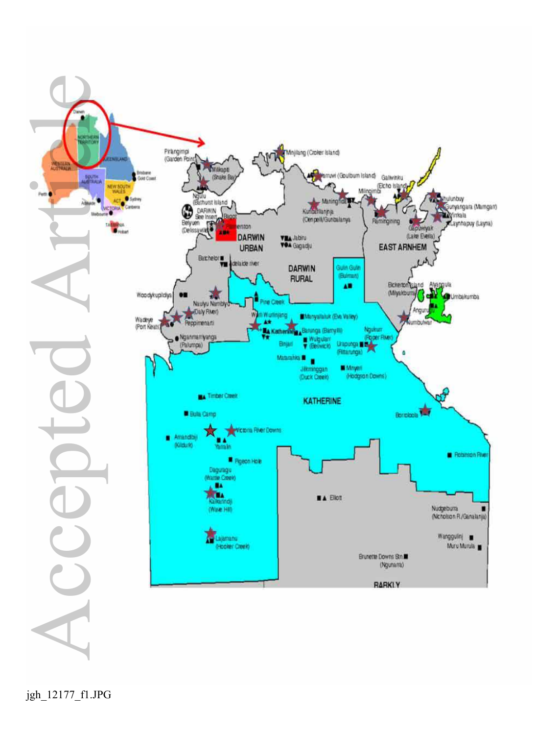jgh_12177_f1.JPG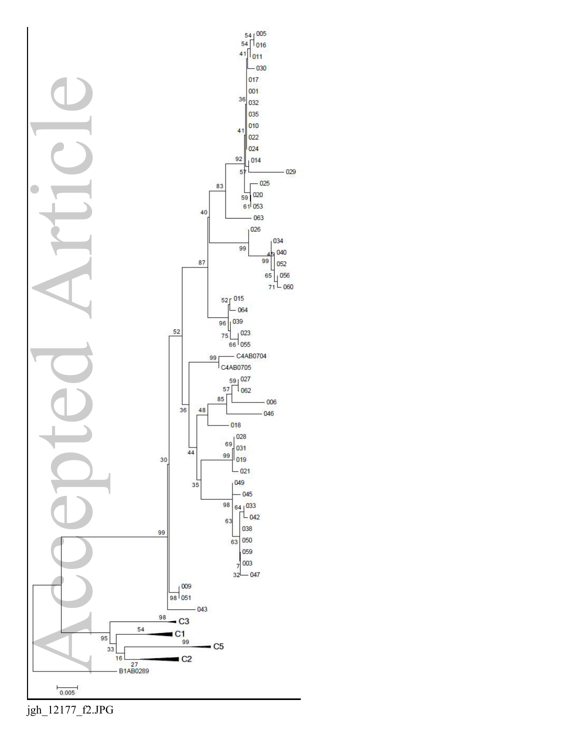jgh_12177_f2.JPG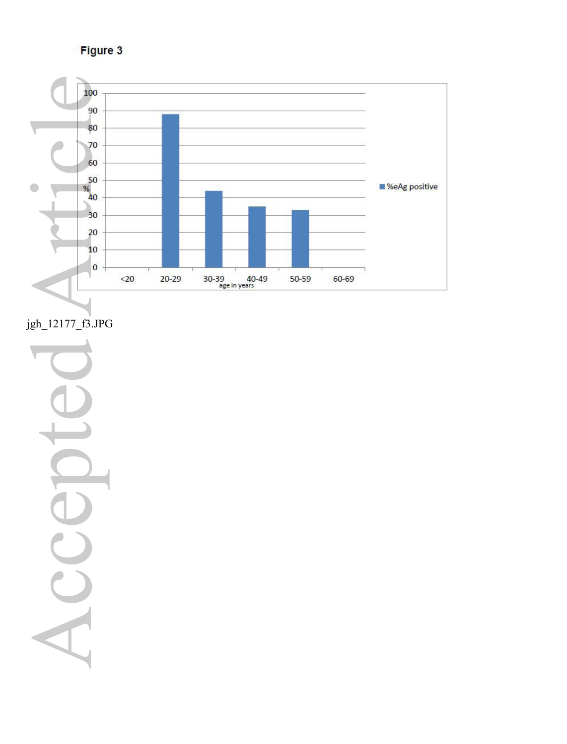Figure 3

jgh_12177_f3.JPG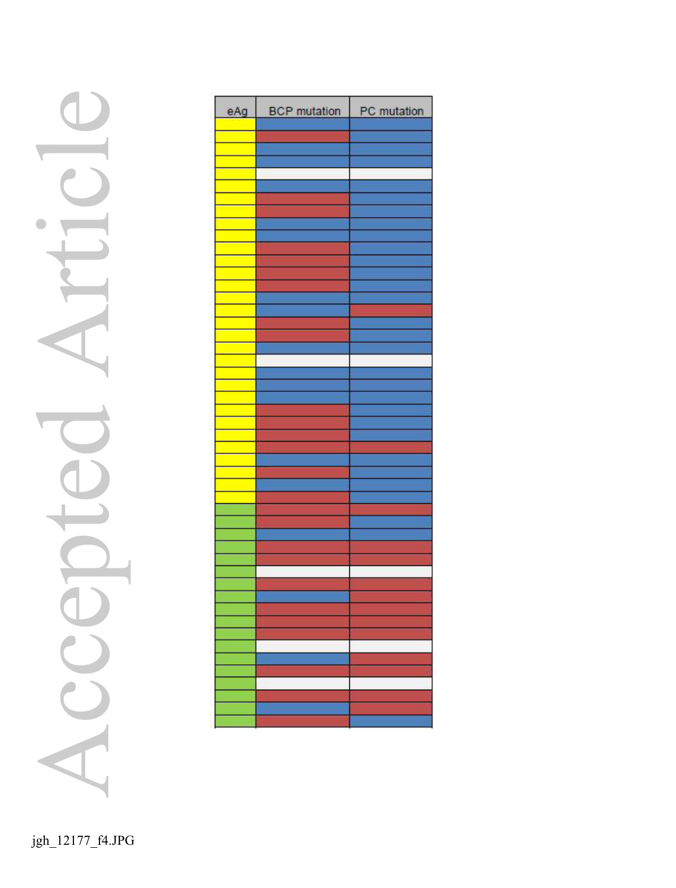eAg

BCP mutation

PC mutation

jgh_12177_f4.JPG